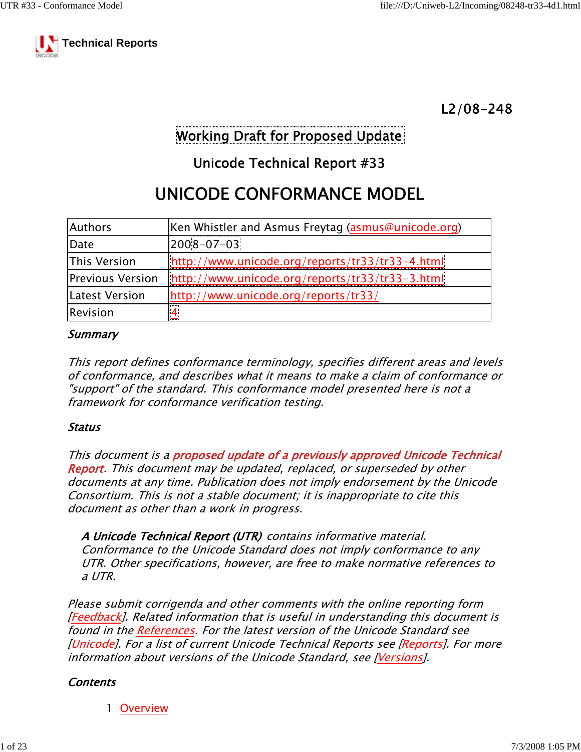Technical Reports

L2/08-248

Working Draft for Proposed Update

## Unicode Technical Report #33

# UNICODE CONFORMANCE MODEL

| Authors | Ken Whistler and Asmus Freytag (asmus@unicode.org) |
|---|---|
| Date | 2008-07-03 |
| This Version | http://www.unicode.org/reports/tr33/tr33-4.html |
| Previous Version | http://www.unicode.org/reports/tr33/tr33-3.html |
| Latest Version | http://www.unicode.org/reports/tr33/ |
| Revision | 4 |

### *Summary*

*This report defines conformance terminology, specifies different areas and levels of conformance, and describes what it means to make a claim of conformance or "support" of the standard. This conformance model presented here is not a framework for conformance verification testing.*

### *Status*

*This document is a **proposed update of a previously approved Unicode Technical Report**. This document may be updated, replaced, or superseded by other documents at any time. Publication does not imply endorsement by the Unicode Consortium. This is not a stable document; it is inappropriate to cite this document as other than a work in progress.*

> ***A Unicode Technical Report (UTR)** contains informative material. Conformance to the Unicode Standard does not imply conformance to any UTR. Other specifications, however, are free to make normative references to a UTR.*

*Please submit corrigenda and other comments with the online reporting form [Feedback]. Related information that is useful in understanding this document is found in the References. For the latest version of the Unicode Standard see [Unicode]. For a list of current Unicode Technical Reports see [Reports]. For more information about versions of the Unicode Standard, see [Versions].*

### *Contents*

1 Overview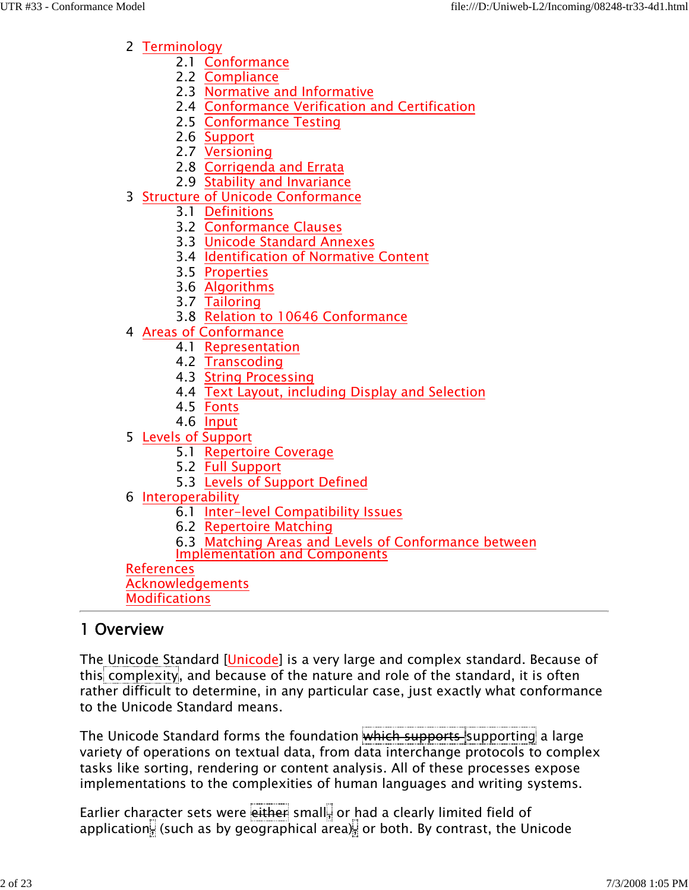- 2 Terminology
  - 2.1 Conformance
  - 2.2 Compliance
  - 2.3 Normative and Informative
  - 2.4 Conformance Verification and Certification
  - 2.5 Conformance Testing
  - 2.6 Support
  - 2.7 Versioning
  - 2.8 Corrigenda and Errata
  - 2.9 Stability and Invariance
- 3 Structure of Unicode Conformance
  - 3.1 Definitions
  - 3.2 Conformance Clauses
  - 3.3 Unicode Standard Annexes
  - 3.4 Identification of Normative Content
  - 3.5 Properties
  - 3.6 Algorithms
  - 3.7 Tailoring
  - 3.8 Relation to 10646 Conformance
- 4 Areas of Conformance
  - 4.1 Representation
  - 4.2 Transcoding
  - 4.3 String Processing
  - 4.4 Text Layout, including Display and Selection
  - 4.5 Fonts
  - 4.6 Input
- 5 Levels of Support
  - 5.1 Repertoire Coverage
  - 5.2 Full Support
  - 5.3 Levels of Support Defined
- 6 Interoperability
  - 6.1 Inter-level Compatibility Issues
  - 6.2 Repertoire Matching
  - 6.3 Matching Areas and Levels of Conformance between Implementation and Components
- References
- Acknowledgements
- Modifications

---

## 1 Overview

The Unicode Standard [Unicode] is a very large and complex standard. Because of this complexity, and because of the nature and role of the standard, it is often rather difficult to determine, in any particular case, just exactly what conformance to the Unicode Standard means.

The Unicode Standard forms the foundation ~~which supports~~ supporting a large variety of operations on textual data, from data interchange protocols to complex tasks like sorting, rendering or content analysis. All of these processes expose implementations to the complexities of human languages and writing systems.

Earlier character sets were either small, or had a clearly limited field of application, (such as by geographical area), or both. By contrast, the Unicode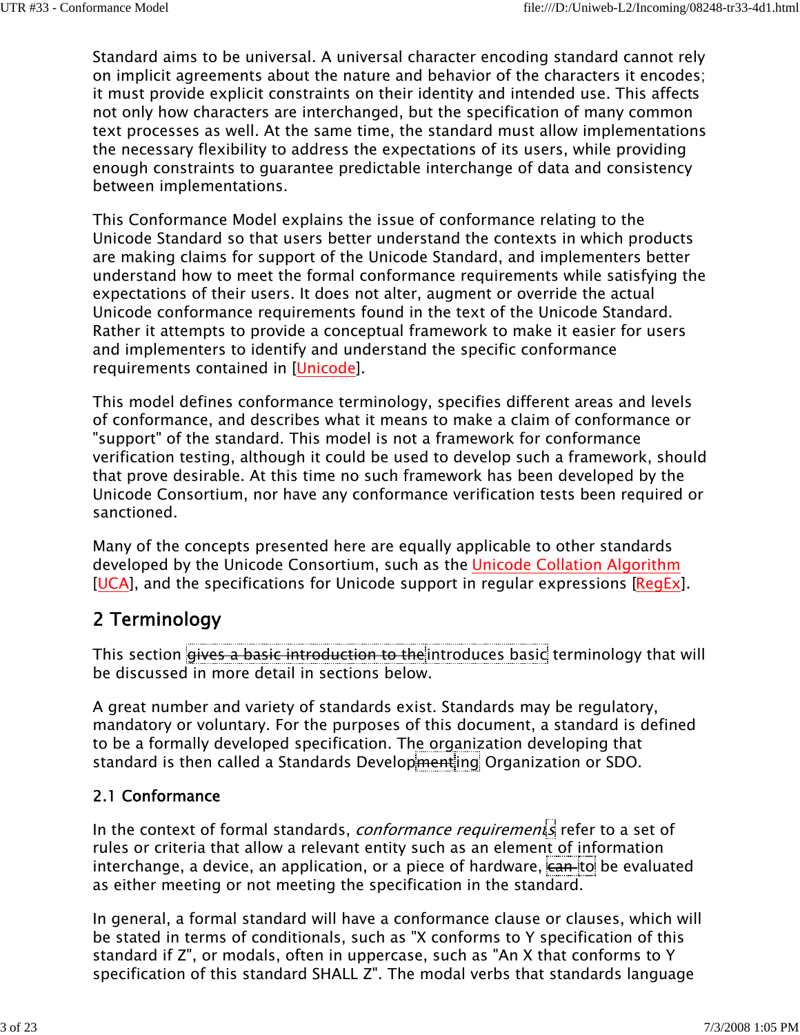Standard aims to be universal. A universal character encoding standard cannot rely on implicit agreements about the nature and behavior of the characters it encodes; it must provide explicit constraints on their identity and intended use. This affects not only how characters are interchanged, but the specification of many common text processes as well. At the same time, the standard must allow implementations the necessary flexibility to address the expectations of its users, while providing enough constraints to guarantee predictable interchange of data and consistency between implementations.

This Conformance Model explains the issue of conformance relating to the Unicode Standard so that users better understand the contexts in which products are making claims for support of the Unicode Standard, and implementers better understand how to meet the formal conformance requirements while satisfying the expectations of their users. It does not alter, augment or override the actual Unicode conformance requirements found in the text of the Unicode Standard. Rather it attempts to provide a conceptual framework to make it easier for users and implementers to identify and understand the specific conformance requirements contained in [Unicode].

This model defines conformance terminology, specifies different areas and levels of conformance, and describes what it means to make a claim of conformance or "support" of the standard. This model is not a framework for conformance verification testing, although it could be used to develop such a framework, should that prove desirable. At this time no such framework has been developed by the Unicode Consortium, nor have any conformance verification tests been required or sanctioned.

Many of the concepts presented here are equally applicable to other standards developed by the Unicode Consortium, such as the Unicode Collation Algorithm [UCA], and the specifications for Unicode support in regular expressions [RegEx].

## 2 Terminology

This section ~~gives a basic introduction to the~~introduces basic terminology that will be discussed in more detail in sections below.

A great number and variety of standards exist. Standards may be regulatory, mandatory or voluntary. For the purposes of this document, a standard is defined to be a formally developed specification. The organization developing that standard is then called a Standards Develop~~ment~~ing Organization or SDO.

### 2.1 Conformance

In the context of formal standards, *conformance requirements* refer to a set of rules or criteria that allow a relevant entity such as an element of information interchange, a device, an application, or a piece of hardware, ~~can~~ to be evaluated as either meeting or not meeting the specification in the standard.

In general, a formal standard will have a conformance clause or clauses, which will be stated in terms of conditionals, such as "X conforms to Y specification of this standard if Z", or modals, often in uppercase, such as "An X that conforms to Y specification of this standard SHALL Z". The modal verbs that standards language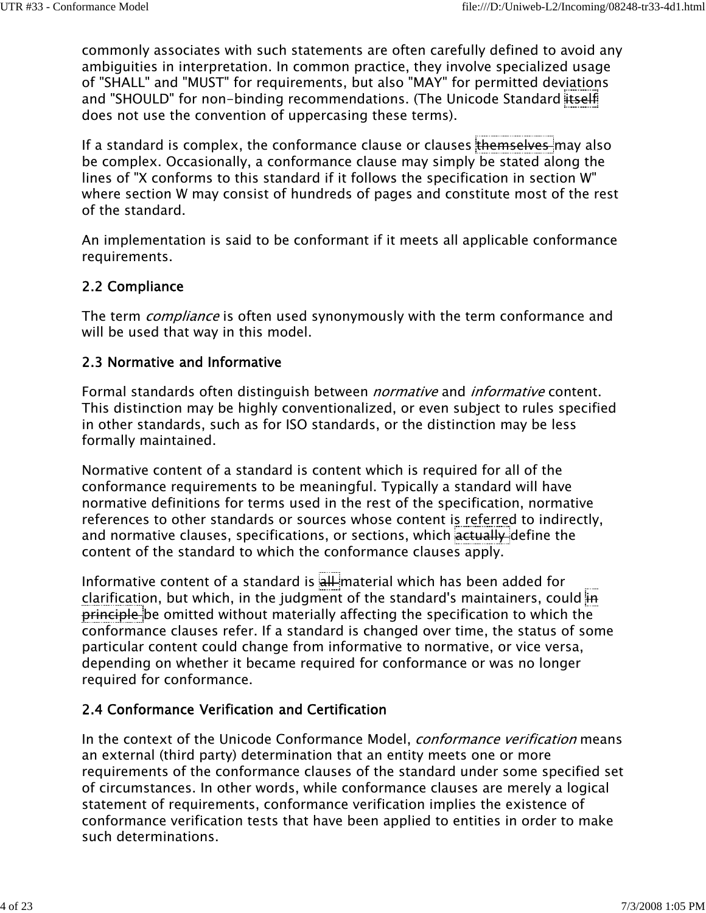commonly associates with such statements are often carefully defined to avoid any ambiguities in interpretation. In common practice, they involve specialized usage of "SHALL" and "MUST" for requirements, but also "MAY" for permitted deviations and "SHOULD" for non-binding recommendations. (The Unicode Standard itself does not use the convention of uppercasing these terms).

If a standard is complex, the conformance clause or clauses themselves may also be complex. Occasionally, a conformance clause may simply be stated along the lines of "X conforms to this standard if it follows the specification in section W" where section W may consist of hundreds of pages and constitute most of the rest of the standard.

An implementation is said to be conformant if it meets all applicable conformance requirements.

### 2.2 Compliance

The term *compliance* is often used synonymously with the term conformance and will be used that way in this model.

### 2.3 Normative and Informative

Formal standards often distinguish between *normative* and *informative* content. This distinction may be highly conventionalized, or even subject to rules specified in other standards, such as for ISO standards, or the distinction may be less formally maintained.

Normative content of a standard is content which is required for all of the conformance requirements to be meaningful. Typically a standard will have normative definitions for terms used in the rest of the specification, normative references to other standards or sources whose content is referred to indirectly, and normative clauses, specifications, or sections, which actually define the content of the standard to which the conformance clauses apply.

Informative content of a standard is all material which has been added for clarification, but which, in the judgment of the standard's maintainers, could in principle be omitted without materially affecting the specification to which the conformance clauses refer. If a standard is changed over time, the status of some particular content could change from informative to normative, or vice versa, depending on whether it became required for conformance or was no longer required for conformance.

### 2.4 Conformance Verification and Certification

In the context of the Unicode Conformance Model, *conformance verification* means an external (third party) determination that an entity meets one or more requirements of the conformance clauses of the standard under some specified set of circumstances. In other words, while conformance clauses are merely a logical statement of requirements, conformance verification implies the existence of conformance verification tests that have been applied to entities in order to make such determinations.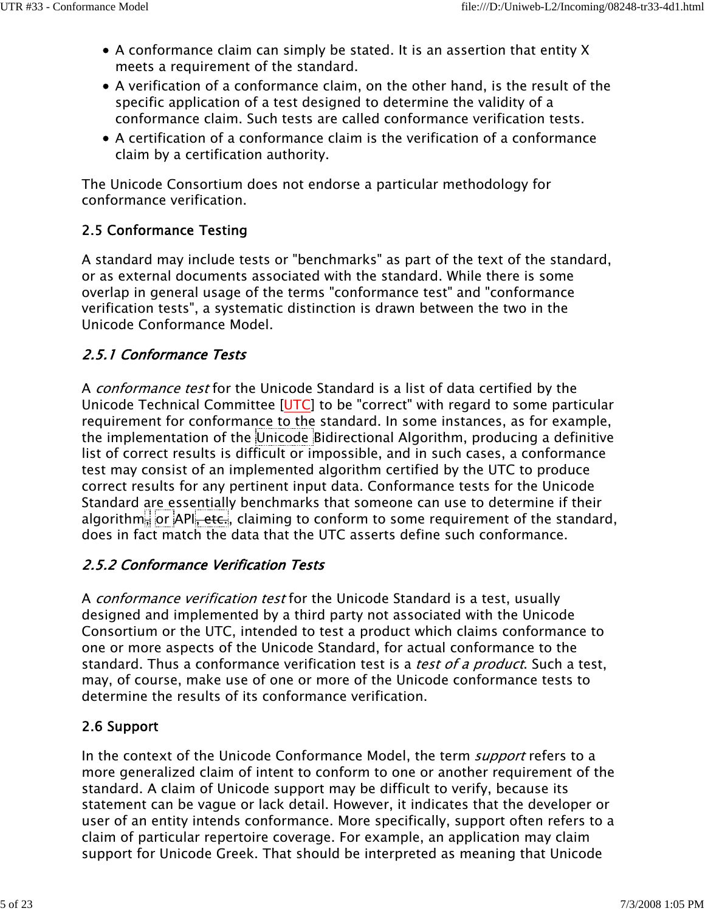- A conformance claim can simply be stated. It is an assertion that entity X meets a requirement of the standard.
- A verification of a conformance claim, on the other hand, is the result of the specific application of a test designed to determine the validity of a conformance claim. Such tests are called conformance verification tests.
- A certification of a conformance claim is the verification of a conformance claim by a certification authority.

The Unicode Consortium does not endorse a particular methodology for conformance verification.

### 2.5 Conformance Testing

A standard may include tests or "benchmarks" as part of the text of the standard, or as external documents associated with the standard. While there is some overlap in general usage of the terms "conformance test" and "conformance verification tests", a systematic distinction is drawn between the two in the Unicode Conformance Model.

#### *2.5.1 Conformance Tests*

A *conformance test* for the Unicode Standard is a list of data certified by the Unicode Technical Committee [UTC] to be "correct" with regard to some particular requirement for conformance to the standard. In some instances, as for example, the implementation of the Unicode Bidirectional Algorithm, producing a definitive list of correct results is difficult or impossible, and in such cases, a conformance test may consist of an implemented algorithm certified by the UTC to produce correct results for any pertinent input data. Conformance tests for the Unicode Standard are essentially benchmarks that someone can use to determine if their algorithm, or API, etc., claiming to conform to some requirement of the standard, does in fact match the data that the UTC asserts define such conformance.

#### *2.5.2 Conformance Verification Tests*

A *conformance verification test* for the Unicode Standard is a test, usually designed and implemented by a third party not associated with the Unicode Consortium or the UTC, intended to test a product which claims conformance to one or more aspects of the Unicode Standard, for actual conformance to the standard. Thus a conformance verification test is a *test of a product*. Such a test, may, of course, make use of one or more of the Unicode conformance tests to determine the results of its conformance verification.

### 2.6 Support

In the context of the Unicode Conformance Model, the term *support* refers to a more generalized claim of intent to conform to one or another requirement of the standard. A claim of Unicode support may be difficult to verify, because its statement can be vague or lack detail. However, it indicates that the developer or user of an entity intends conformance. More specifically, support often refers to a claim of particular repertoire coverage. For example, an application may claim support for Unicode Greek. That should be interpreted as meaning that Unicode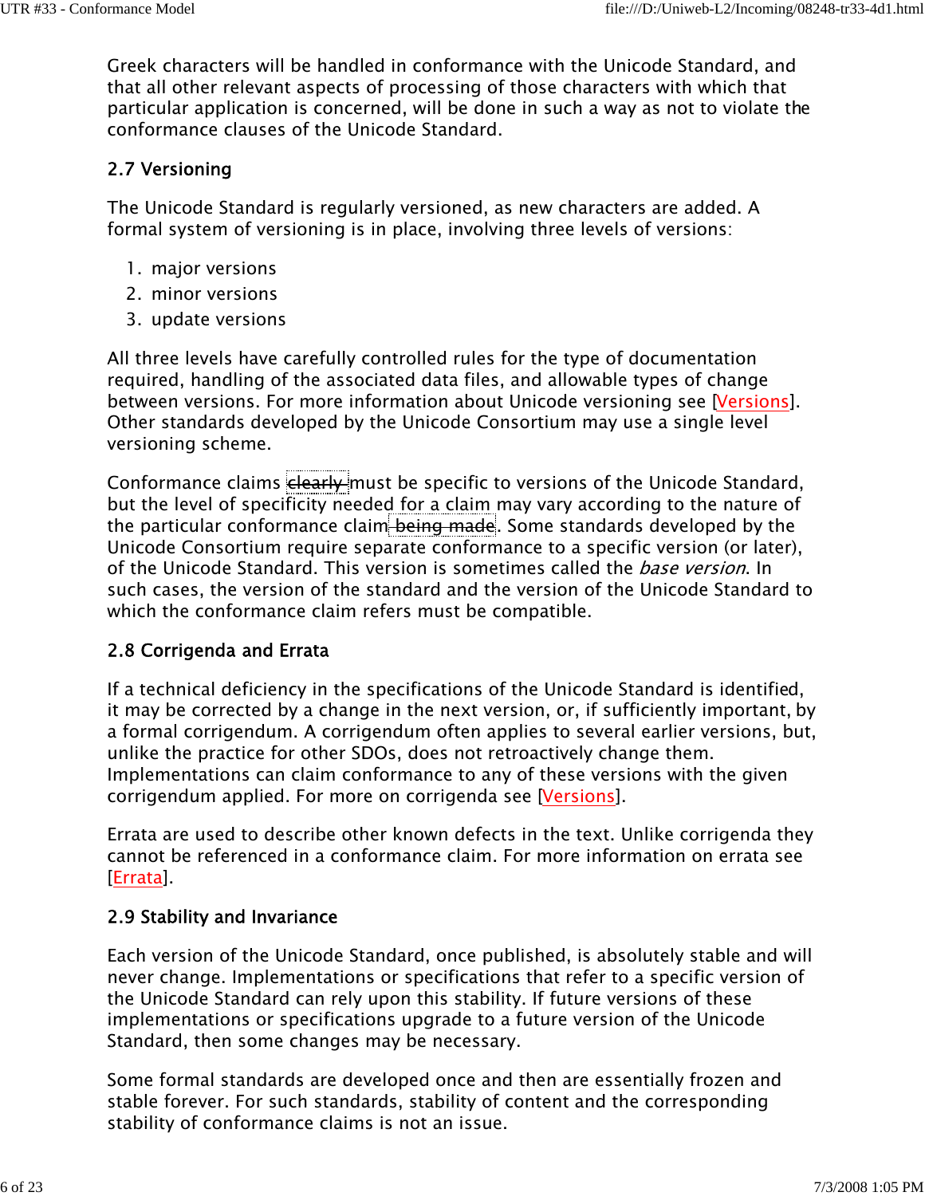Greek characters will be handled in conformance with the Unicode Standard, and that all other relevant aspects of processing of those characters with which that particular application is concerned, will be done in such a way as not to violate the conformance clauses of the Unicode Standard.

### 2.7 Versioning

The Unicode Standard is regularly versioned, as new characters are added. A formal system of versioning is in place, involving three levels of versions:

1. major versions
2. minor versions
3. update versions

All three levels have carefully controlled rules for the type of documentation required, handling of the associated data files, and allowable types of change between versions. For more information about Unicode versioning see [Versions]. Other standards developed by the Unicode Consortium may use a single level versioning scheme.

Conformance claims ~~clearly~~ must be specific to versions of the Unicode Standard, but the level of specificity needed for a claim may vary according to the nature of the particular conformance claim ~~being made~~. Some standards developed by the Unicode Consortium require separate conformance to a specific version (or later), of the Unicode Standard. This version is sometimes called the *base version*. In such cases, the version of the standard and the version of the Unicode Standard to which the conformance claim refers must be compatible.

### 2.8 Corrigenda and Errata

If a technical deficiency in the specifications of the Unicode Standard is identified, it may be corrected by a change in the next version, or, if sufficiently important, by a formal corrigendum. A corrigendum often applies to several earlier versions, but, unlike the practice for other SDOs, does not retroactively change them. Implementations can claim conformance to any of these versions with the given corrigendum applied. For more on corrigenda see [Versions].

Errata are used to describe other known defects in the text. Unlike corrigenda they cannot be referenced in a conformance claim. For more information on errata see [Errata].

### 2.9 Stability and Invariance

Each version of the Unicode Standard, once published, is absolutely stable and will never change. Implementations or specifications that refer to a specific version of the Unicode Standard can rely upon this stability. If future versions of these implementations or specifications upgrade to a future version of the Unicode Standard, then some changes may be necessary.

Some formal standards are developed once and then are essentially frozen and stable forever. For such standards, stability of content and the corresponding stability of conformance claims is not an issue.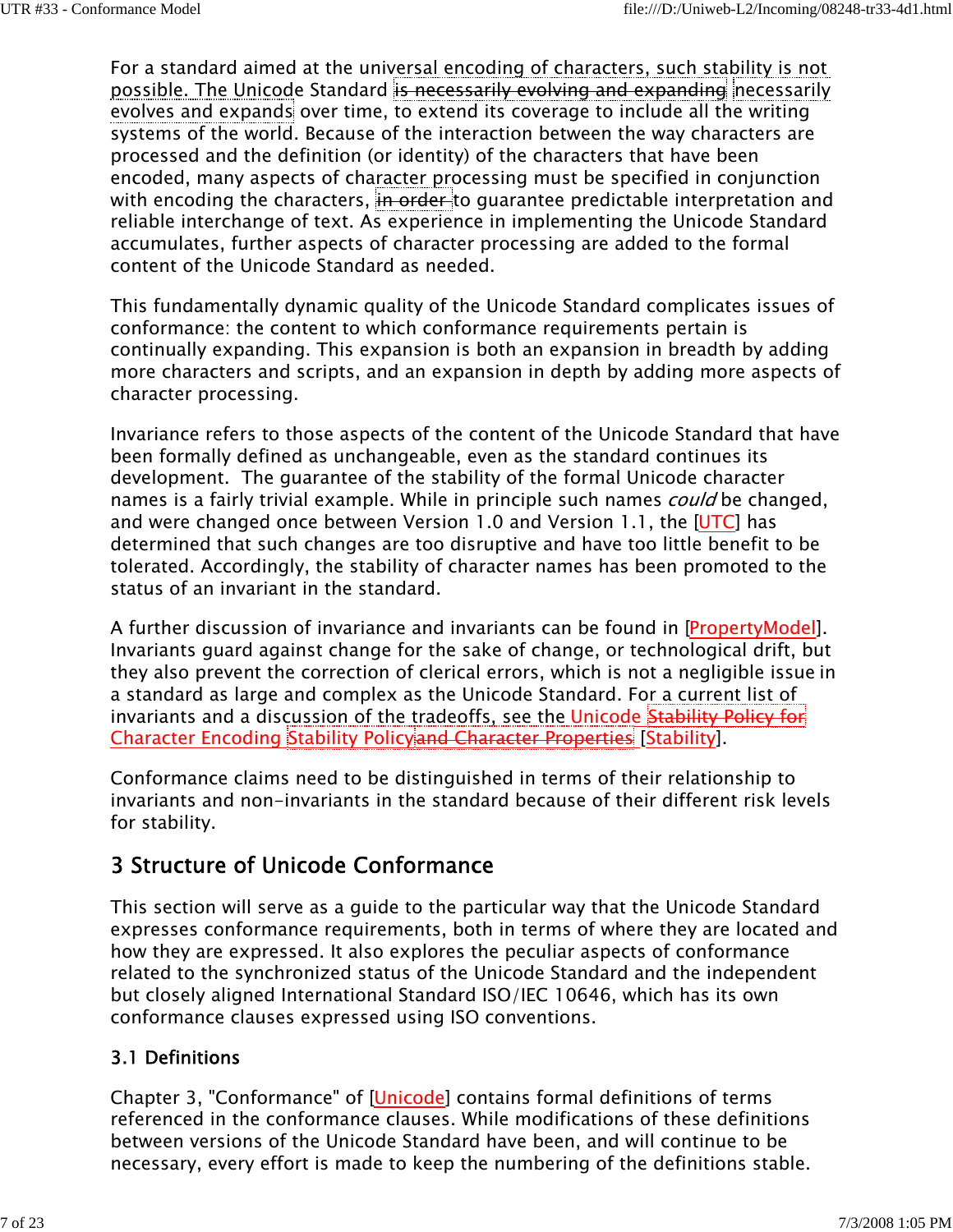For a standard aimed at the universal encoding of characters, such stability is not possible. The Unicode Standard ~~is necessarily evolving and expanding~~ necessarily evolves and expands over time, to extend its coverage to include all the writing systems of the world. Because of the interaction between the way characters are processed and the definition (or identity) of the characters that have been encoded, many aspects of character processing must be specified in conjunction with encoding the characters, ~~in order~~ to guarantee predictable interpretation and reliable interchange of text. As experience in implementing the Unicode Standard accumulates, further aspects of character processing are added to the formal content of the Unicode Standard as needed.

This fundamentally dynamic quality of the Unicode Standard complicates issues of conformance: the content to which conformance requirements pertain is continually expanding. This expansion is both an expansion in breadth by adding more characters and scripts, and an expansion in depth by adding more aspects of character processing.

Invariance refers to those aspects of the content of the Unicode Standard that have been formally defined as unchangeable, even as the standard continues its development. The guarantee of the stability of the formal Unicode character names is a fairly trivial example. While in principle such names *could* be changed, and were changed once between Version 1.0 and Version 1.1, the [UTC] has determined that such changes are too disruptive and have too little benefit to be tolerated. Accordingly, the stability of character names has been promoted to the status of an invariant in the standard.

A further discussion of invariance and invariants can be found in [PropertyModel]. Invariants guard against change for the sake of change, or technological drift, but they also prevent the correction of clerical errors, which is not a negligible issue in a standard as large and complex as the Unicode Standard. For a current list of invariants and a discussion of the tradeoffs, see the Unicode ~~Stability Policy for Character Encoding~~ Stability Policy~~and Character Properties~~ [Stability].

Conformance claims need to be distinguished in terms of their relationship to invariants and non-invariants in the standard because of their different risk levels for stability.

## 3 Structure of Unicode Conformance

This section will serve as a guide to the particular way that the Unicode Standard expresses conformance requirements, both in terms of where they are located and how they are expressed. It also explores the peculiar aspects of conformance related to the synchronized status of the Unicode Standard and the independent but closely aligned International Standard ISO/IEC 10646, which has its own conformance clauses expressed using ISO conventions.

### 3.1 Definitions

Chapter 3, "Conformance" of [Unicode] contains formal definitions of terms referenced in the conformance clauses. While modifications of these definitions between versions of the Unicode Standard have been, and will continue to be necessary, every effort is made to keep the numbering of the definitions stable.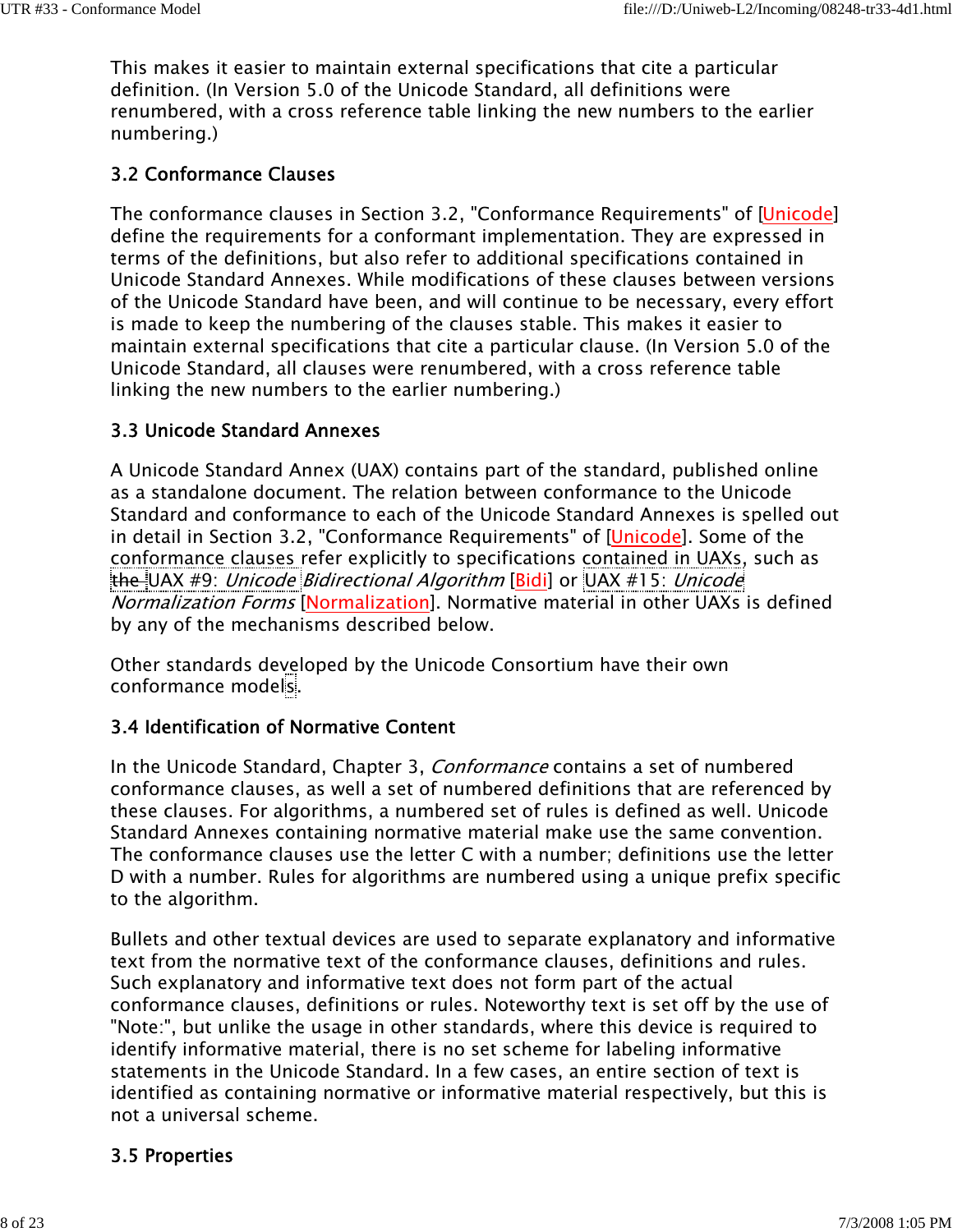This makes it easier to maintain external specifications that cite a particular definition. (In Version 5.0 of the Unicode Standard, all definitions were renumbered, with a cross reference table linking the new numbers to the earlier numbering.)

### 3.2 Conformance Clauses

The conformance clauses in Section 3.2, "Conformance Requirements" of [Unicode] define the requirements for a conformant implementation. They are expressed in terms of the definitions, but also refer to additional specifications contained in Unicode Standard Annexes. While modifications of these clauses between versions of the Unicode Standard have been, and will continue to be necessary, every effort is made to keep the numbering of the clauses stable. This makes it easier to maintain external specifications that cite a particular clause. (In Version 5.0 of the Unicode Standard, all clauses were renumbered, with a cross reference table linking the new numbers to the earlier numbering.)

### 3.3 Unicode Standard Annexes

A Unicode Standard Annex (UAX) contains part of the standard, published online as a standalone document. The relation between conformance to the Unicode Standard and conformance to each of the Unicode Standard Annexes is spelled out in detail in Section 3.2, "Conformance Requirements" of [Unicode]. Some of the conformance clauses refer explicitly to specifications contained in UAXs, such as the UAX #9: *Unicode Bidirectional Algorithm* [Bidi] or UAX #15: *Unicode Normalization Forms* [Normalization]. Normative material in other UAXs is defined by any of the mechanisms described below.

Other standards developed by the Unicode Consortium have their own conformance models.

### 3.4 Identification of Normative Content

In the Unicode Standard, Chapter 3, *Conformance* contains a set of numbered conformance clauses, as well a set of numbered definitions that are referenced by these clauses. For algorithms, a numbered set of rules is defined as well. Unicode Standard Annexes containing normative material make use the same convention. The conformance clauses use the letter C with a number; definitions use the letter D with a number. Rules for algorithms are numbered using a unique prefix specific to the algorithm.

Bullets and other textual devices are used to separate explanatory and informative text from the normative text of the conformance clauses, definitions and rules. Such explanatory and informative text does not form part of the actual conformance clauses, definitions or rules. Noteworthy text is set off by the use of "Note:", but unlike the usage in other standards, where this device is required to identify informative material, there is no set scheme for labeling informative statements in the Unicode Standard. In a few cases, an entire section of text is identified as containing normative or informative material respectively, but this is not a universal scheme.

### 3.5 Properties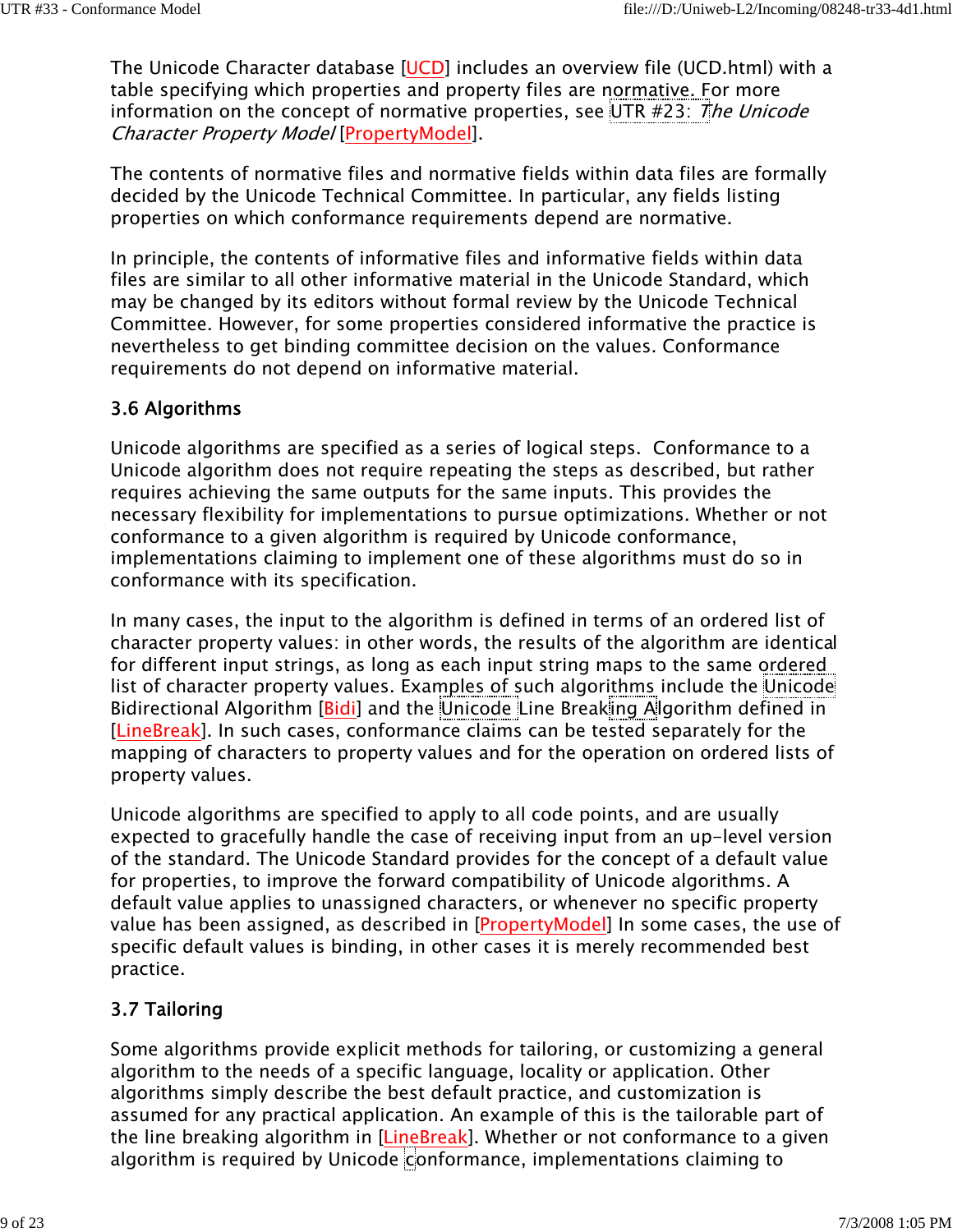The Unicode Character database [UCD] includes an overview file (UCD.html) with a table specifying which properties and property files are normative. For more information on the concept of normative properties, see UTR #23: *The Unicode Character Property Model* [PropertyModel].

The contents of normative files and normative fields within data files are formally decided by the Unicode Technical Committee. In particular, any fields listing properties on which conformance requirements depend are normative.

In principle, the contents of informative files and informative fields within data files are similar to all other informative material in the Unicode Standard, which may be changed by its editors without formal review by the Unicode Technical Committee. However, for some properties considered informative the practice is nevertheless to get binding committee decision on the values. Conformance requirements do not depend on informative material.

### 3.6 Algorithms

Unicode algorithms are specified as a series of logical steps. Conformance to a Unicode algorithm does not require repeating the steps as described, but rather requires achieving the same outputs for the same inputs. This provides the necessary flexibility for implementations to pursue optimizations. Whether or not conformance to a given algorithm is required by Unicode conformance, implementations claiming to implement one of these algorithms must do so in conformance with its specification.

In many cases, the input to the algorithm is defined in terms of an ordered list of character property values: in other words, the results of the algorithm are identical for different input strings, as long as each input string maps to the same ordered list of character property values. Examples of such algorithms include the Unicode Bidirectional Algorithm [Bidi] and the Unicode Line Breaking Algorithm defined in [LineBreak]. In such cases, conformance claims can be tested separately for the mapping of characters to property values and for the operation on ordered lists of property values.

Unicode algorithms are specified to apply to all code points, and are usually expected to gracefully handle the case of receiving input from an up-level version of the standard. The Unicode Standard provides for the concept of a default value for properties, to improve the forward compatibility of Unicode algorithms. A default value applies to unassigned characters, or whenever no specific property value has been assigned, as described in [PropertyModel] In some cases, the use of specific default values is binding, in other cases it is merely recommended best practice.

### 3.7 Tailoring

Some algorithms provide explicit methods for tailoring, or customizing a general algorithm to the needs of a specific language, locality or application. Other algorithms simply describe the best default practice, and customization is assumed for any practical application. An example of this is the tailorable part of the line breaking algorithm in [LineBreak]. Whether or not conformance to a given algorithm is required by Unicode conformance, implementations claiming to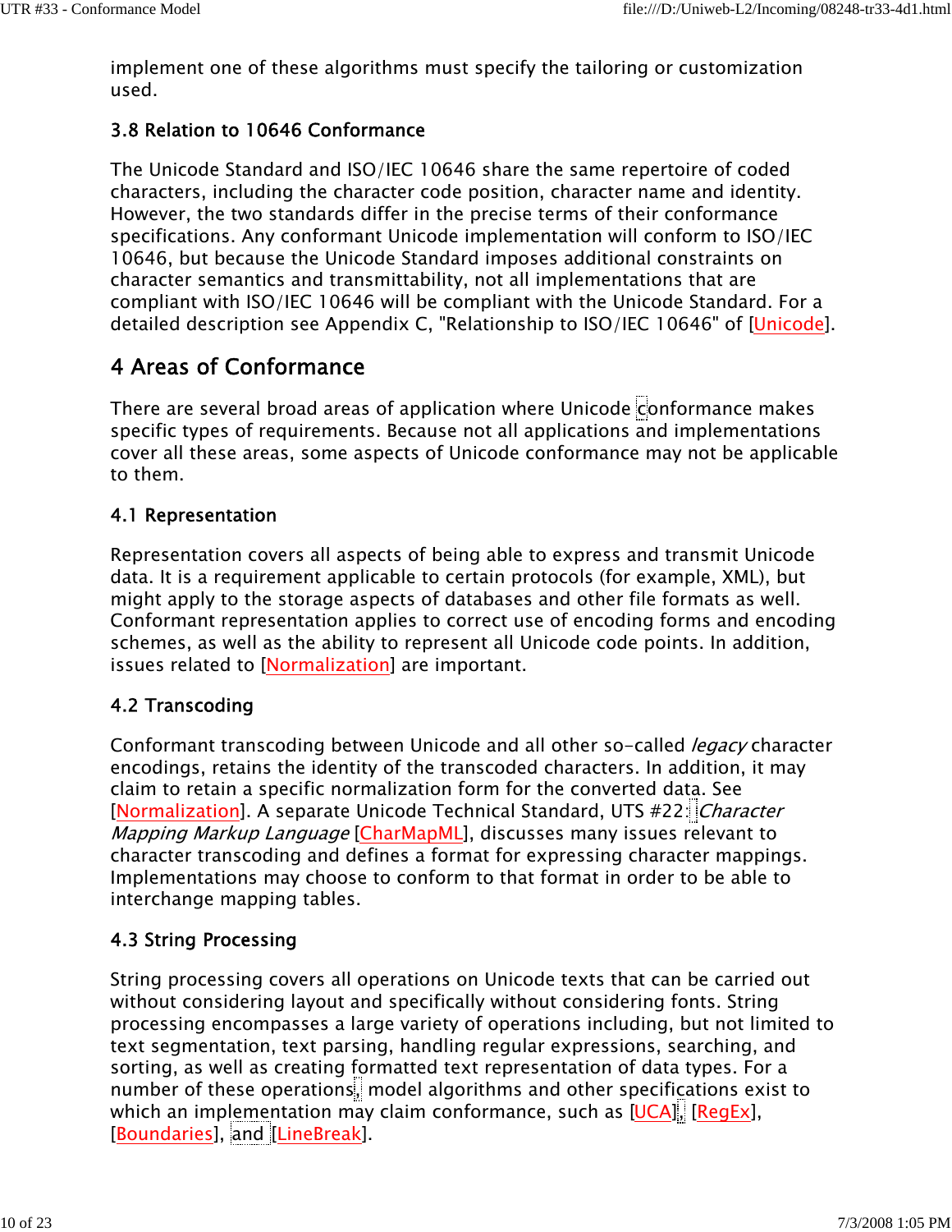implement one of these algorithms must specify the tailoring or customization used.

### 3.8 Relation to 10646 Conformance

The Unicode Standard and ISO/IEC 10646 share the same repertoire of coded characters, including the character code position, character name and identity. However, the two standards differ in the precise terms of their conformance specifications. Any conformant Unicode implementation will conform to ISO/IEC 10646, but because the Unicode Standard imposes additional constraints on character semantics and transmittability, not all implementations that are compliant with ISO/IEC 10646 will be compliant with the Unicode Standard. For a detailed description see Appendix C, "Relationship to ISO/IEC 10646" of [Unicode].

## 4 Areas of Conformance

There are several broad areas of application where Unicode conformance makes specific types of requirements. Because not all applications and implementations cover all these areas, some aspects of Unicode conformance may not be applicable to them.

### 4.1 Representation

Representation covers all aspects of being able to express and transmit Unicode data. It is a requirement applicable to certain protocols (for example, XML), but might apply to the storage aspects of databases and other file formats as well. Conformant representation applies to correct use of encoding forms and encoding schemes, as well as the ability to represent all Unicode code points. In addition, issues related to [Normalization] are important.

### 4.2 Transcoding

Conformant transcoding between Unicode and all other so-called *legacy* character encodings, retains the identity of the transcoded characters. In addition, it may claim to retain a specific normalization form for the converted data. See [Normalization]. A separate Unicode Technical Standard, UTS #22: *Character Mapping Markup Language* [CharMapML], discusses many issues relevant to character transcoding and defines a format for expressing character mappings. Implementations may choose to conform to that format in order to be able to interchange mapping tables.

### 4.3 String Processing

String processing covers all operations on Unicode texts that can be carried out without considering layout and specifically without considering fonts. String processing encompasses a large variety of operations including, but not limited to text segmentation, text parsing, handling regular expressions, searching, and sorting, as well as creating formatted text representation of data types. For a number of these operations, model algorithms and other specifications exist to which an implementation may claim conformance, such as [UCA], [RegEx], [Boundaries], and [LineBreak].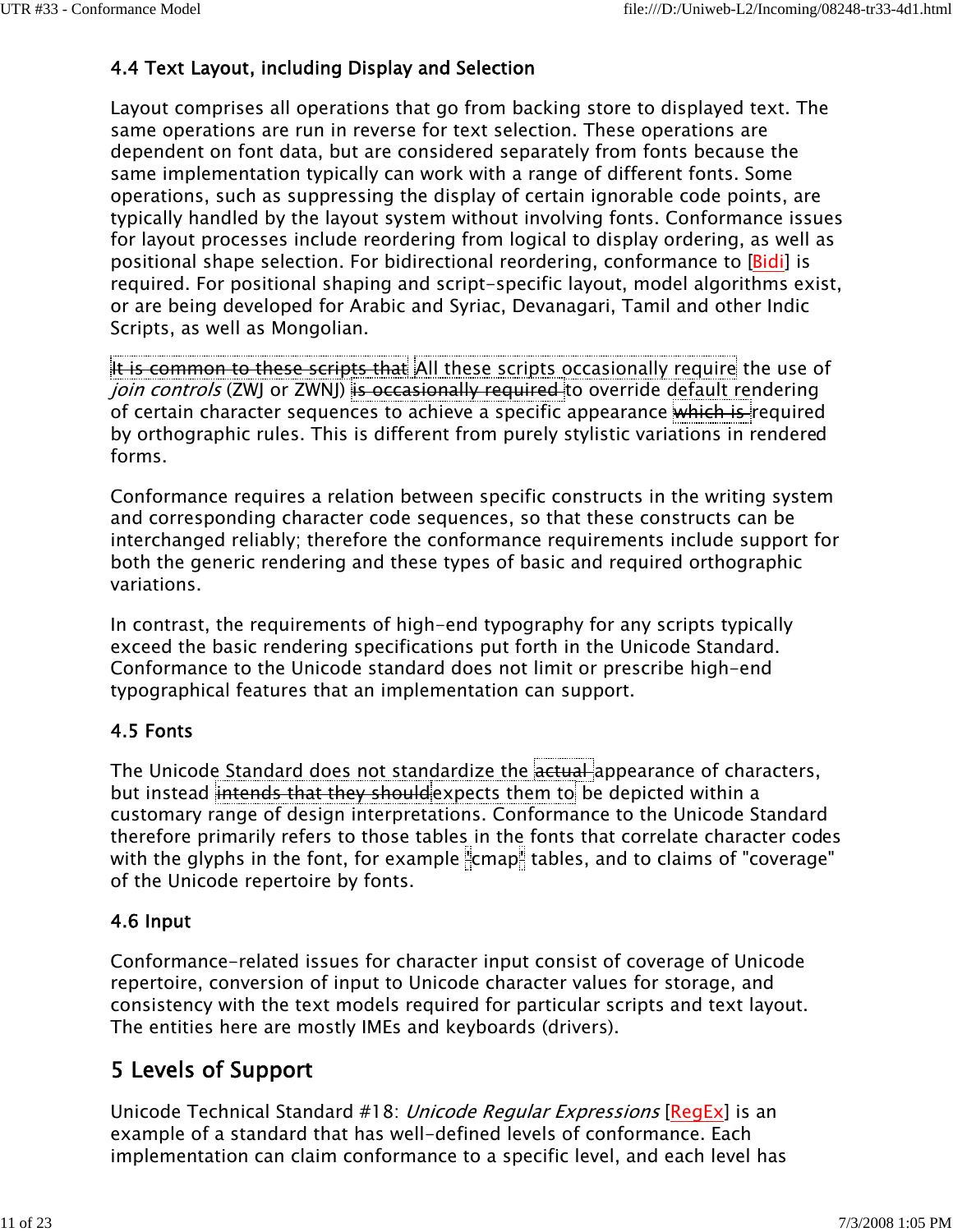### 4.4 Text Layout, including Display and Selection

Layout comprises all operations that go from backing store to displayed text. The same operations are run in reverse for text selection. These operations are dependent on font data, but are considered separately from fonts because the same implementation typically can work with a range of different fonts. Some operations, such as suppressing the display of certain ignorable code points, are typically handled by the layout system without involving fonts. Conformance issues for layout processes include reordering from logical to display ordering, as well as positional shape selection. For bidirectional reordering, conformance to [Bidi] is required. For positional shaping and script-specific layout, model algorithms exist, or are being developed for Arabic and Syriac, Devanagari, Tamil and other Indic Scripts, as well as Mongolian.

~~It is common to these scripts that~~ All these scripts occasionally require the use of *join controls* (ZWJ or ZWNJ) ~~is occasionally required~~ to override default rendering of certain character sequences to achieve a specific appearance ~~which is~~ required by orthographic rules. This is different from purely stylistic variations in rendered forms.

Conformance requires a relation between specific constructs in the writing system and corresponding character code sequences, so that these constructs can be interchanged reliably; therefore the conformance requirements include support for both the generic rendering and these types of basic and required orthographic variations.

In contrast, the requirements of high-end typography for any scripts typically exceed the basic rendering specifications put forth in the Unicode Standard. Conformance to the Unicode standard does not limit or prescribe high-end typographical features that an implementation can support.

### 4.5 Fonts

The Unicode Standard does not standardize the ~~actual~~ appearance of characters, but instead ~~intends that they should~~ expects them to be depicted within a customary range of design interpretations. Conformance to the Unicode Standard therefore primarily refers to those tables in the fonts that correlate character codes with the glyphs in the font, for example "cmap" tables, and to claims of "coverage" of the Unicode repertoire by fonts.

### 4.6 Input

Conformance-related issues for character input consist of coverage of Unicode repertoire, conversion of input to Unicode character values for storage, and consistency with the text models required for particular scripts and text layout. The entities here are mostly IMEs and keyboards (drivers).

## 5 Levels of Support

Unicode Technical Standard #18: *Unicode Regular Expressions* [RegEx] is an example of a standard that has well-defined levels of conformance. Each implementation can claim conformance to a specific level, and each level has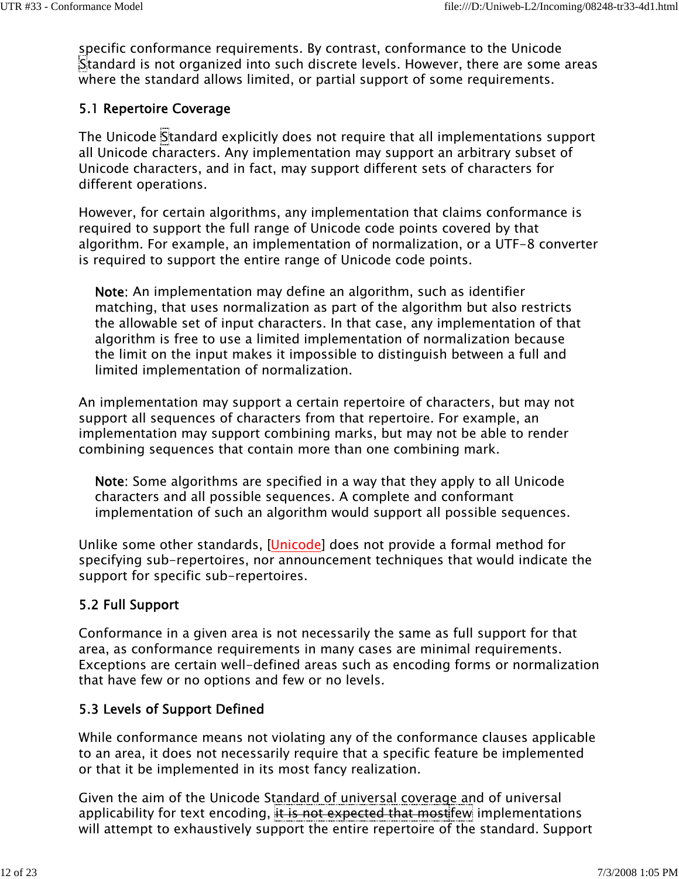specific conformance requirements. By contrast, conformance to the Unicode Standard is not organized into such discrete levels. However, there are some areas where the standard allows limited, or partial support of some requirements.

### 5.1 Repertoire Coverage

The Unicode Standard explicitly does not require that all implementations support all Unicode characters. Any implementation may support an arbitrary subset of Unicode characters, and in fact, may support different sets of characters for different operations.

However, for certain algorithms, any implementation that claims conformance is required to support the full range of Unicode code points covered by that algorithm. For example, an implementation of normalization, or a UTF-8 converter is required to support the entire range of Unicode code points.

> **Note**: An implementation may define an algorithm, such as identifier matching, that uses normalization as part of the algorithm but also restricts the allowable set of input characters. In that case, any implementation of that algorithm is free to use a limited implementation of normalization because the limit on the input makes it impossible to distinguish between a full and limited implementation of normalization.

An implementation may support a certain repertoire of characters, but may not support all sequences of characters from that repertoire. For example, an implementation may support combining marks, but may not be able to render combining sequences that contain more than one combining mark.

> **Note**: Some algorithms are specified in a way that they apply to all Unicode characters and all possible sequences. A complete and conformant implementation of such an algorithm would support all possible sequences.

Unlike some other standards, [Unicode] does not provide a formal method for specifying sub-repertoires, nor announcement techniques that would indicate the support for specific sub-repertoires.

### 5.2 Full Support

Conformance in a given area is not necessarily the same as full support for that area, as conformance requirements in many cases are minimal requirements. Exceptions are certain well-defined areas such as encoding forms or normalization that have few or no options and few or no levels.

### 5.3 Levels of Support Defined

While conformance means not violating any of the conformance clauses applicable to an area, it does not necessarily require that a specific feature be implemented or that it be implemented in its most fancy realization.

Given the aim of the Unicode Standard of universal coverage and of universal applicability for text encoding, ~~it is not expected that most~~few implementations will attempt to exhaustively support the entire repertoire of the standard. Support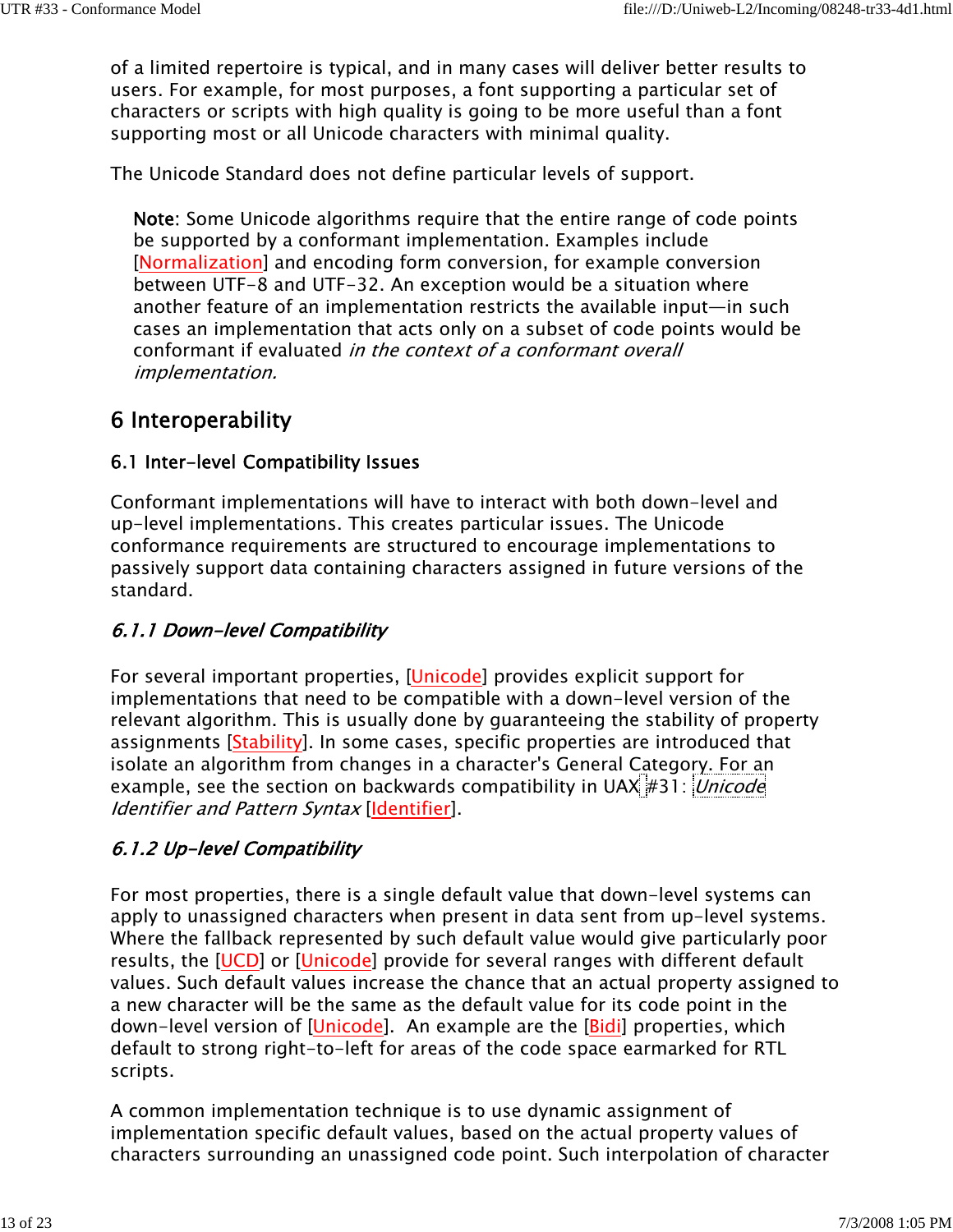of a limited repertoire is typical, and in many cases will deliver better results to users. For example, for most purposes, a font supporting a particular set of characters or scripts with high quality is going to be more useful than a font supporting most or all Unicode characters with minimal quality.

The Unicode Standard does not define particular levels of support.

> **Note**: Some Unicode algorithms require that the entire range of code points be supported by a conformant implementation. Examples include [Normalization] and encoding form conversion, for example conversion between UTF-8 and UTF-32. An exception would be a situation where another feature of an implementation restricts the available input—in such cases an implementation that acts only on a subset of code points would be conformant if evaluated *in the context of a conformant overall implementation.*

## 6 Interoperability

### 6.1 Inter-level Compatibility Issues

Conformant implementations will have to interact with both down-level and up-level implementations. This creates particular issues. The Unicode conformance requirements are structured to encourage implementations to passively support data containing characters assigned in future versions of the standard.

#### *6.1.1 Down-level Compatibility*

For several important properties, [Unicode] provides explicit support for implementations that need to be compatible with a down-level version of the relevant algorithm. This is usually done by guaranteeing the stability of property assignments [Stability]. In some cases, specific properties are introduced that isolate an algorithm from changes in a character's General Category. For an example, see the section on backwards compatibility in UAX #31: *Unicode Identifier and Pattern Syntax* [Identifier].

#### *6.1.2 Up-level Compatibility*

For most properties, there is a single default value that down-level systems can apply to unassigned characters when present in data sent from up-level systems. Where the fallback represented by such default value would give particularly poor results, the [UCD] or [Unicode] provide for several ranges with different default values. Such default values increase the chance that an actual property assigned to a new character will be the same as the default value for its code point in the down-level version of [Unicode]. An example are the [Bidi] properties, which default to strong right-to-left for areas of the code space earmarked for RTL scripts.

A common implementation technique is to use dynamic assignment of implementation specific default values, based on the actual property values of characters surrounding an unassigned code point. Such interpolation of character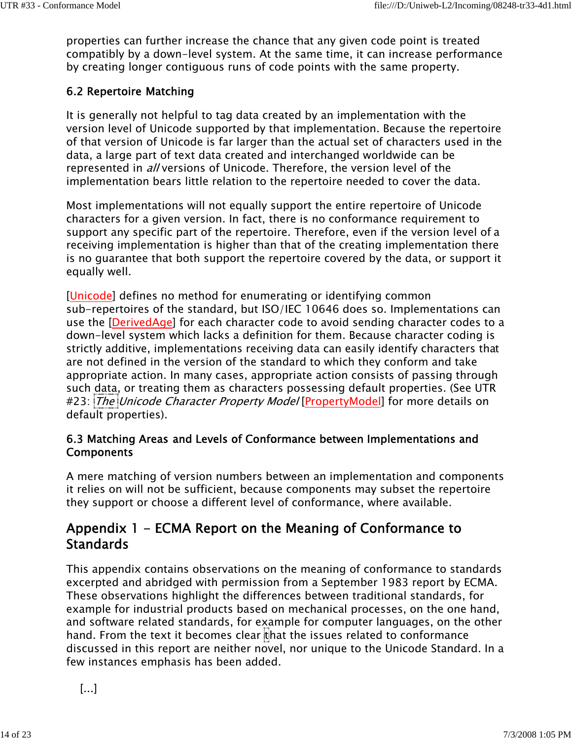properties can further increase the chance that any given code point is treated compatibly by a down-level system. At the same time, it can increase performance by creating longer contiguous runs of code points with the same property.

### 6.2 Repertoire Matching

It is generally not helpful to tag data created by an implementation with the version level of Unicode supported by that implementation. Because the repertoire of that version of Unicode is far larger than the actual set of characters used in the data, a large part of text data created and interchanged worldwide can be represented in *all* versions of Unicode. Therefore, the version level of the implementation bears little relation to the repertoire needed to cover the data.

Most implementations will not equally support the entire repertoire of Unicode characters for a given version. In fact, there is no conformance requirement to support any specific part of the repertoire. Therefore, even if the version level of a receiving implementation is higher than that of the creating implementation there is no guarantee that both support the repertoire covered by the data, or support it equally well.

[Unicode] defines no method for enumerating or identifying common sub-repertoires of the standard, but ISO/IEC 10646 does so. Implementations can use the [DerivedAge] for each character code to avoid sending character codes to a down-level system which lacks a definition for them. Because character coding is strictly additive, implementations receiving data can easily identify characters that are not defined in the version of the standard to which they conform and take appropriate action. In many cases, appropriate action consists of passing through such data, or treating them as characters possessing default properties. (See UTR #23: *The Unicode Character Property Model* [PropertyModel] for more details on default properties).

### 6.3 Matching Areas and Levels of Conformance between Implementations and Components

A mere matching of version numbers between an implementation and components it relies on will not be sufficient, because components may subset the repertoire they support or choose a different level of conformance, where available.

## Appendix 1 - ECMA Report on the Meaning of Conformance to Standards

This appendix contains observations on the meaning of conformance to standards excerpted and abridged with permission from a September 1983 report by ECMA. These observations highlight the differences between traditional standards, for example for industrial products based on mechanical processes, on the one hand, and software related standards, for example for computer languages, on the other hand. From the text it becomes clear that the issues related to conformance discussed in this report are neither novel, nor unique to the Unicode Standard. In a few instances emphasis has been added.

[...]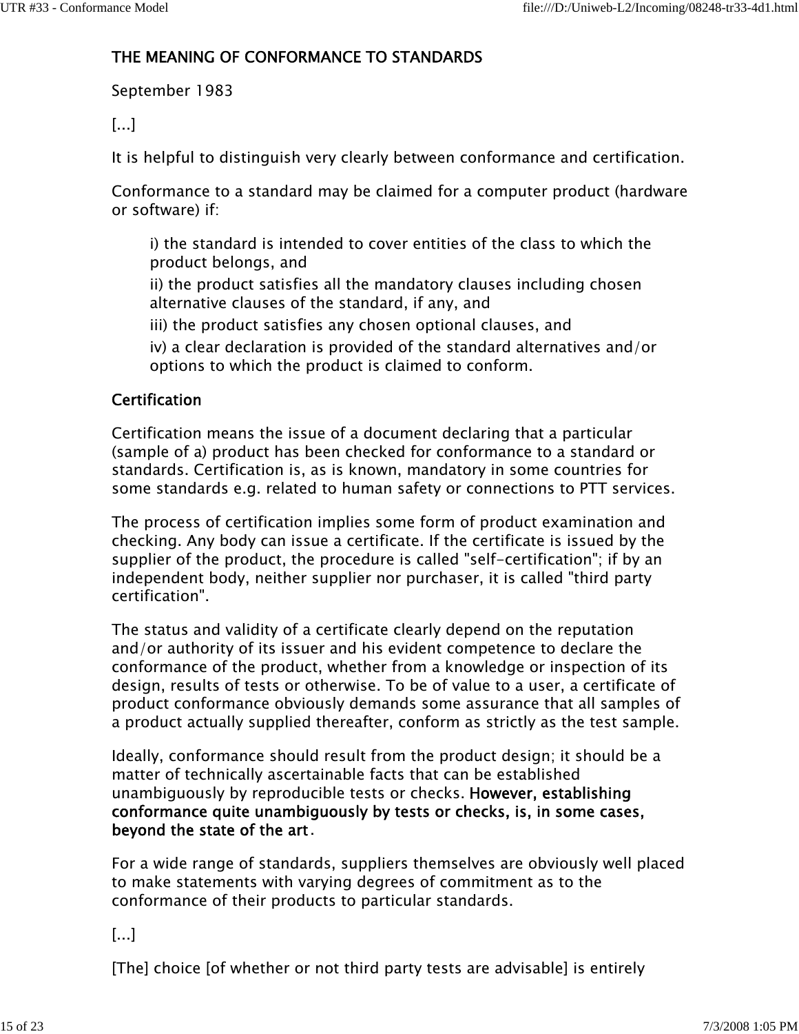## THE MEANING OF CONFORMANCE TO STANDARDS

September 1983

[...]

It is helpful to distinguish very clearly between conformance and certification.

Conformance to a standard may be claimed for a computer product (hardware or software) if:

> i) the standard is intended to cover entities of the class to which the product belongs, and
>
> ii) the product satisfies all the mandatory clauses including chosen alternative clauses of the standard, if any, and
>
> iii) the product satisfies any chosen optional clauses, and
>
> iv) a clear declaration is provided of the standard alternatives and/or options to which the product is claimed to conform.

### Certification

Certification means the issue of a document declaring that a particular (sample of a) product has been checked for conformance to a standard or standards. Certification is, as is known, mandatory in some countries for some standards e.g. related to human safety or connections to PTT services.

The process of certification implies some form of product examination and checking. Any body can issue a certificate. If the certificate is issued by the supplier of the product, the procedure is called "self-certification"; if by an independent body, neither supplier nor purchaser, it is called "third party certification".

The status and validity of a certificate clearly depend on the reputation and/or authority of its issuer and his evident competence to declare the conformance of the product, whether from a knowledge or inspection of its design, results of tests or otherwise. To be of value to a user, a certificate of product conformance obviously demands some assurance that all samples of a product actually supplied thereafter, conform as strictly as the test sample.

Ideally, conformance should result from the product design; it should be a matter of technically ascertainable facts that can be established unambiguously by reproducible tests or checks. **However, establishing conformance quite unambiguously by tests or checks, is, in some cases, beyond the state of the art**.

For a wide range of standards, suppliers themselves are obviously well placed to make statements with varying degrees of commitment as to the conformance of their products to particular standards.

[...]

[The] choice [of whether or not third party tests are advisable] is entirely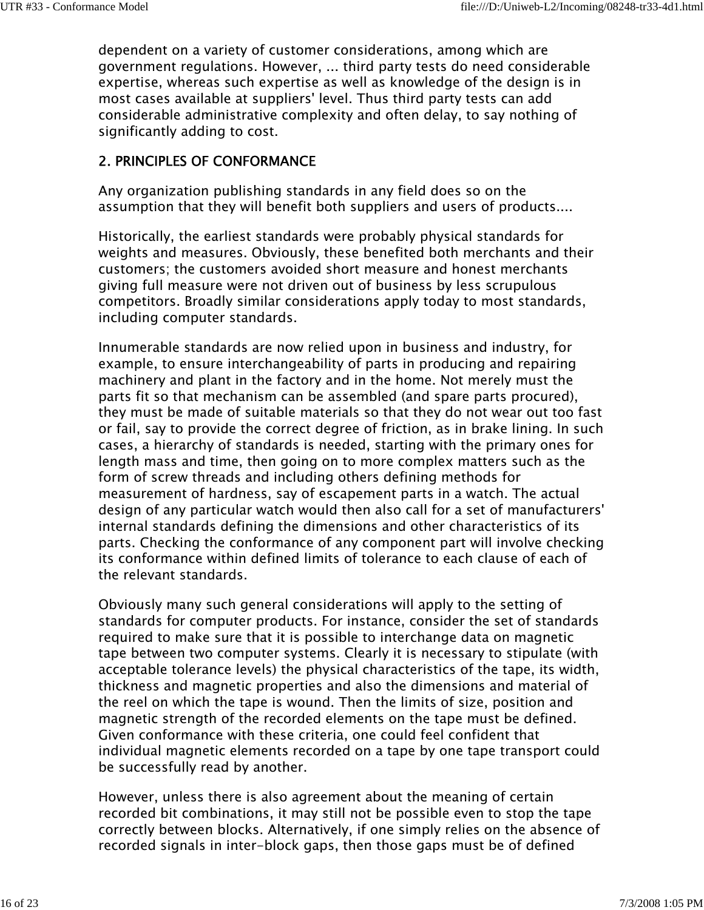dependent on a variety of customer considerations, among which are government regulations. However, ... third party tests do need considerable expertise, whereas such expertise as well as knowledge of the design is in most cases available at suppliers' level. Thus third party tests can add considerable administrative complexity and often delay, to say nothing of significantly adding to cost.

## 2. PRINCIPLES OF CONFORMANCE

Any organization publishing standards in any field does so on the assumption that they will benefit both suppliers and users of products....

Historically, the earliest standards were probably physical standards for weights and measures. Obviously, these benefited both merchants and their customers; the customers avoided short measure and honest merchants giving full measure were not driven out of business by less scrupulous competitors. Broadly similar considerations apply today to most standards, including computer standards.

Innumerable standards are now relied upon in business and industry, for example, to ensure interchangeability of parts in producing and repairing machinery and plant in the factory and in the home. Not merely must the parts fit so that mechanism can be assembled (and spare parts procured), they must be made of suitable materials so that they do not wear out too fast or fail, say to provide the correct degree of friction, as in brake lining. In such cases, a hierarchy of standards is needed, starting with the primary ones for length mass and time, then going on to more complex matters such as the form of screw threads and including others defining methods for measurement of hardness, say of escapement parts in a watch. The actual design of any particular watch would then also call for a set of manufacturers' internal standards defining the dimensions and other characteristics of its parts. Checking the conformance of any component part will involve checking its conformance within defined limits of tolerance to each clause of each of the relevant standards.

Obviously many such general considerations will apply to the setting of standards for computer products. For instance, consider the set of standards required to make sure that it is possible to interchange data on magnetic tape between two computer systems. Clearly it is necessary to stipulate (with acceptable tolerance levels) the physical characteristics of the tape, its width, thickness and magnetic properties and also the dimensions and material of the reel on which the tape is wound. Then the limits of size, position and magnetic strength of the recorded elements on the tape must be defined. Given conformance with these criteria, one could feel confident that individual magnetic elements recorded on a tape by one tape transport could be successfully read by another.

However, unless there is also agreement about the meaning of certain recorded bit combinations, it may still not be possible even to stop the tape correctly between blocks. Alternatively, if one simply relies on the absence of recorded signals in inter-block gaps, then those gaps must be of defined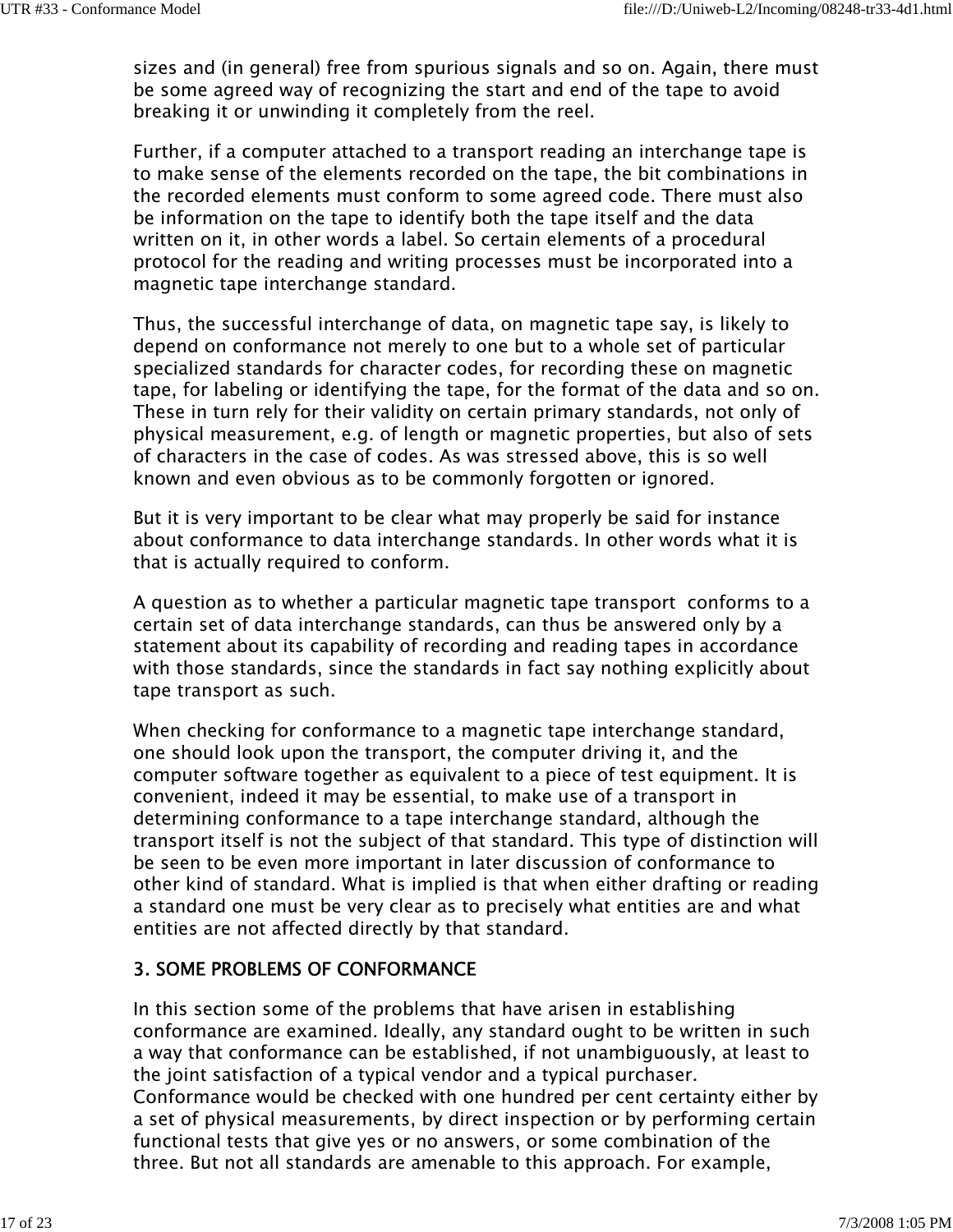sizes and (in general) free from spurious signals and so on. Again, there must be some agreed way of recognizing the start and end of the tape to avoid breaking it or unwinding it completely from the reel.

Further, if a computer attached to a transport reading an interchange tape is to make sense of the elements recorded on the tape, the bit combinations in the recorded elements must conform to some agreed code. There must also be information on the tape to identify both the tape itself and the data written on it, in other words a label. So certain elements of a procedural protocol for the reading and writing processes must be incorporated into a magnetic tape interchange standard.

Thus, the successful interchange of data, on magnetic tape say, is likely to depend on conformance not merely to one but to a whole set of particular specialized standards for character codes, for recording these on magnetic tape, for labeling or identifying the tape, for the format of the data and so on. These in turn rely for their validity on certain primary standards, not only of physical measurement, e.g. of length or magnetic properties, but also of sets of characters in the case of codes. As was stressed above, this is so well known and even obvious as to be commonly forgotten or ignored.

But it is very important to be clear what may properly be said for instance about conformance to data interchange standards. In other words what it is that is actually required to conform.

A question as to whether a particular magnetic tape transport conforms to a certain set of data interchange standards, can thus be answered only by a statement about its capability of recording and reading tapes in accordance with those standards, since the standards in fact say nothing explicitly about tape transport as such.

When checking for conformance to a magnetic tape interchange standard, one should look upon the transport, the computer driving it, and the computer software together as equivalent to a piece of test equipment. It is convenient, indeed it may be essential, to make use of a transport in determining conformance to a tape interchange standard, although the transport itself is not the subject of that standard. This type of distinction will be seen to be even more important in later discussion of conformance to other kind of standard. What is implied is that when either drafting or reading a standard one must be very clear as to precisely what entities are and what entities are not affected directly by that standard.

## 3. SOME PROBLEMS OF CONFORMANCE

In this section some of the problems that have arisen in establishing conformance are examined. Ideally, any standard ought to be written in such a way that conformance can be established, if not unambiguously, at least to the joint satisfaction of a typical vendor and a typical purchaser. Conformance would be checked with one hundred per cent certainty either by a set of physical measurements, by direct inspection or by performing certain functional tests that give yes or no answers, or some combination of the three. But not all standards are amenable to this approach. For example,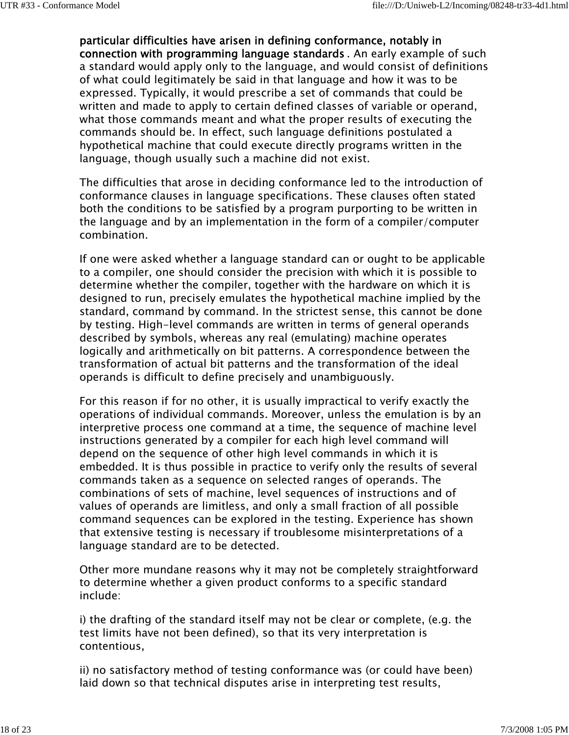**particular difficulties have arisen in defining conformance, notably in connection with programming language standards**. An early example of such a standard would apply only to the language, and would consist of definitions of what could legitimately be said in that language and how it was to be expressed. Typically, it would prescribe a set of commands that could be written and made to apply to certain defined classes of variable or operand, what those commands meant and what the proper results of executing the commands should be. In effect, such language definitions postulated a hypothetical machine that could execute directly programs written in the language, though usually such a machine did not exist.

The difficulties that arose in deciding conformance led to the introduction of conformance clauses in language specifications. These clauses often stated both the conditions to be satisfied by a program purporting to be written in the language and by an implementation in the form of a compiler/computer combination.

If one were asked whether a language standard can or ought to be applicable to a compiler, one should consider the precision with which it is possible to determine whether the compiler, together with the hardware on which it is designed to run, precisely emulates the hypothetical machine implied by the standard, command by command. In the strictest sense, this cannot be done by testing. High-level commands are written in terms of general operands described by symbols, whereas any real (emulating) machine operates logically and arithmetically on bit patterns. A correspondence between the transformation of actual bit patterns and the transformation of the ideal operands is difficult to define precisely and unambiguously.

For this reason if for no other, it is usually impractical to verify exactly the operations of individual commands. Moreover, unless the emulation is by an interpretive process one command at a time, the sequence of machine level instructions generated by a compiler for each high level command will depend on the sequence of other high level commands in which it is embedded. It is thus possible in practice to verify only the results of several commands taken as a sequence on selected ranges of operands. The combinations of sets of machine, level sequences of instructions and of values of operands are limitless, and only a small fraction of all possible command sequences can be explored in the testing. Experience has shown that extensive testing is necessary if troublesome misinterpretations of a language standard are to be detected.

Other more mundane reasons why it may not be completely straightforward to determine whether a given product conforms to a specific standard include:

i) the drafting of the standard itself may not be clear or complete, (e.g. the test limits have not been defined), so that its very interpretation is contentious,

ii) no satisfactory method of testing conformance was (or could have been) laid down so that technical disputes arise in interpreting test results,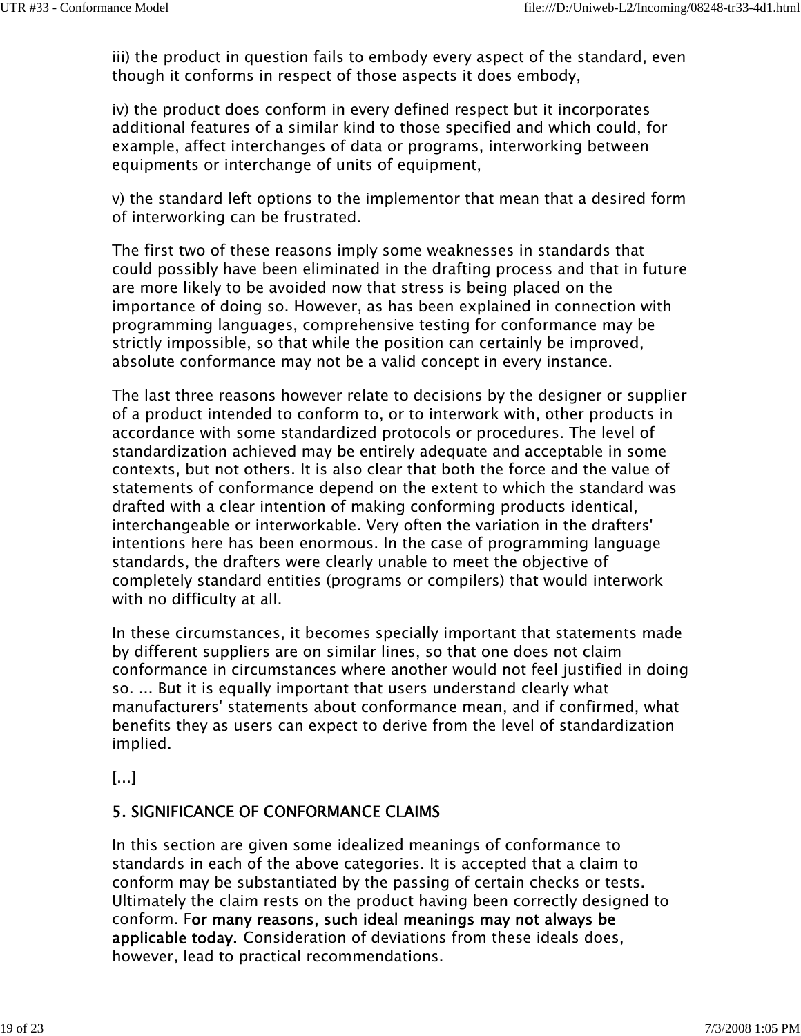iii) the product in question fails to embody every aspect of the standard, even though it conforms in respect of those aspects it does embody,

iv) the product does conform in every defined respect but it incorporates additional features of a similar kind to those specified and which could, for example, affect interchanges of data or programs, interworking between equipments or interchange of units of equipment,

v) the standard left options to the implementor that mean that a desired form of interworking can be frustrated.

The first two of these reasons imply some weaknesses in standards that could possibly have been eliminated in the drafting process and that in future are more likely to be avoided now that stress is being placed on the importance of doing so. However, as has been explained in connection with programming languages, comprehensive testing for conformance may be strictly impossible, so that while the position can certainly be improved, absolute conformance may not be a valid concept in every instance.

The last three reasons however relate to decisions by the designer or supplier of a product intended to conform to, or to interwork with, other products in accordance with some standardized protocols or procedures. The level of standardization achieved may be entirely adequate and acceptable in some contexts, but not others. It is also clear that both the force and the value of statements of conformance depend on the extent to which the standard was drafted with a clear intention of making conforming products identical, interchangeable or interworkable. Very often the variation in the drafters' intentions here has been enormous. In the case of programming language standards, the drafters were clearly unable to meet the objective of completely standard entities (programs or compilers) that would interwork with no difficulty at all.

In these circumstances, it becomes specially important that statements made by different suppliers are on similar lines, so that one does not claim conformance in circumstances where another would not feel justified in doing so. ... But it is equally important that users understand clearly what manufacturers' statements about conformance mean, and if confirmed, what benefits they as users can expect to derive from the level of standardization implied.

[...]

### 5. SIGNIFICANCE OF CONFORMANCE CLAIMS

In this section are given some idealized meanings of conformance to standards in each of the above categories. It is accepted that a claim to conform may be substantiated by the passing of certain checks or tests. Ultimately the claim rests on the product having been correctly designed to conform. **For many reasons, such ideal meanings may not always be applicable today.** Consideration of deviations from these ideals does, however, lead to practical recommendations.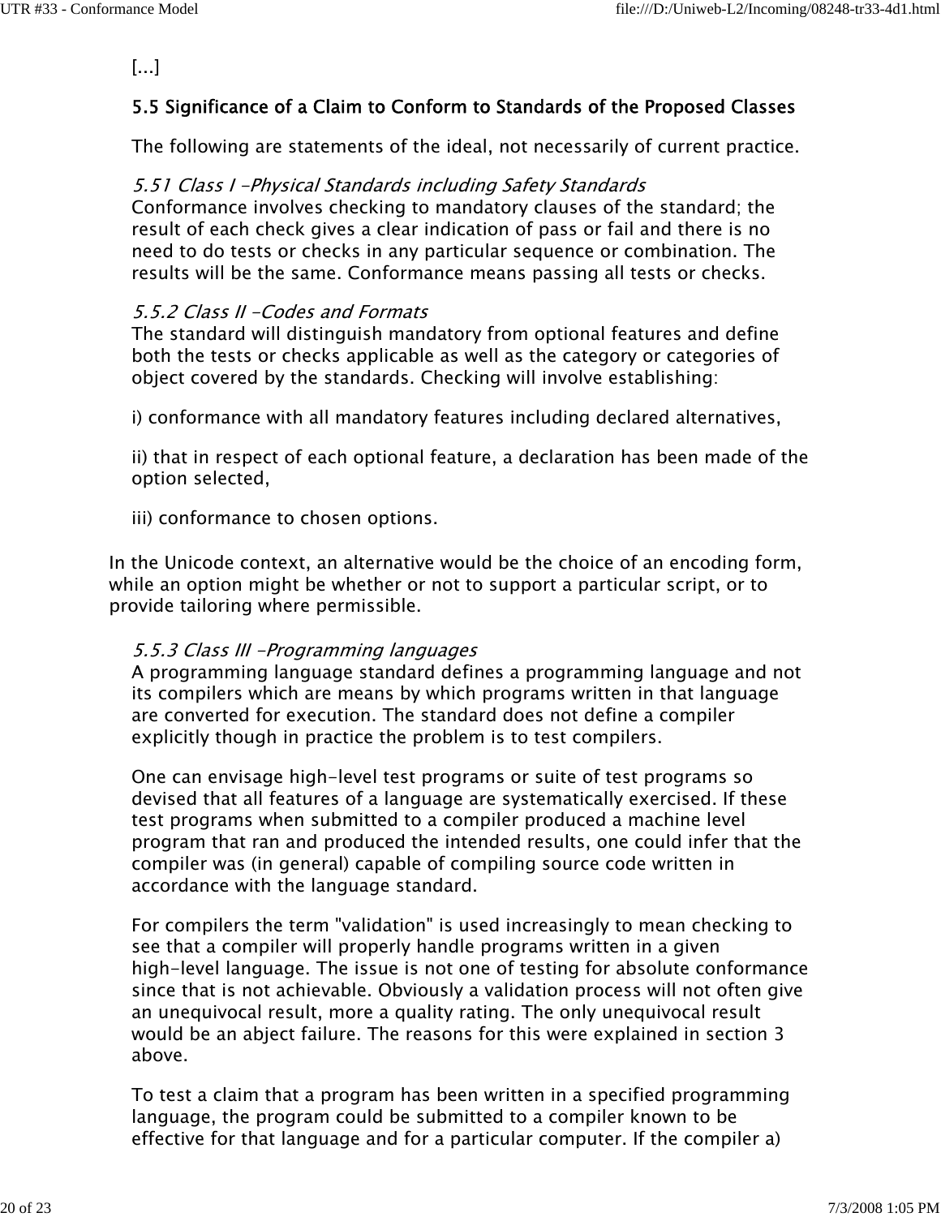[...]

## 5.5 Significance of a Claim to Conform to Standards of the Proposed Classes

The following are statements of the ideal, not necessarily of current practice.

*5.51 Class I -Physical Standards including Safety Standards*
Conformance involves checking to mandatory clauses of the standard; the result of each check gives a clear indication of pass or fail and there is no need to do tests or checks in any particular sequence or combination. The results will be the same. Conformance means passing all tests or checks.

*5.5.2 Class II -Codes and Formats*
The standard will distinguish mandatory from optional features and define both the tests or checks applicable as well as the category or categories of object covered by the standards. Checking will involve establishing:

i) conformance with all mandatory features including declared alternatives,

ii) that in respect of each optional feature, a declaration has been made of the option selected,

iii) conformance to chosen options.

In the Unicode context, an alternative would be the choice of an encoding form, while an option might be whether or not to support a particular script, or to provide tailoring where permissible.

*5.5.3 Class III -Programming languages*
A programming language standard defines a programming language and not its compilers which are means by which programs written in that language are converted for execution. The standard does not define a compiler explicitly though in practice the problem is to test compilers.

One can envisage high-level test programs or suite of test programs so devised that all features of a language are systematically exercised. If these test programs when submitted to a compiler produced a machine level program that ran and produced the intended results, one could infer that the compiler was (in general) capable of compiling source code written in accordance with the language standard.

For compilers the term "validation" is used increasingly to mean checking to see that a compiler will properly handle programs written in a given high-level language. The issue is not one of testing for absolute conformance since that is not achievable. Obviously a validation process will not often give an unequivocal result, more a quality rating. The only unequivocal result would be an abject failure. The reasons for this were explained in section 3 above.

To test a claim that a program has been written in a specified programming language, the program could be submitted to a compiler known to be effective for that language and for a particular computer. If the compiler a)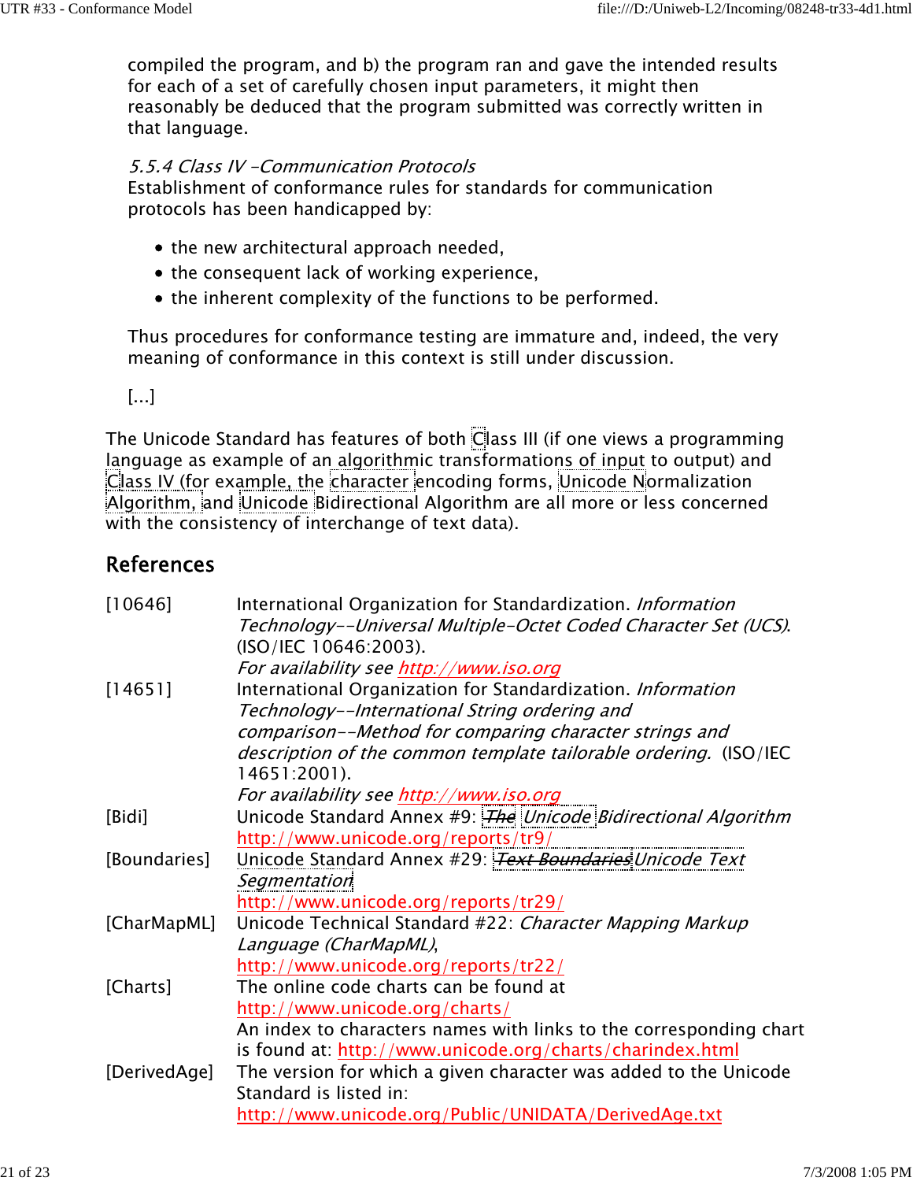compiled the program, and b) the program ran and gave the intended results for each of a set of carefully chosen input parameters, it might then reasonably be deduced that the program submitted was correctly written in that language.

*5.5.4 Class IV -Communication Protocols*
Establishment of conformance rules for standards for communication protocols has been handicapped by:

- the new architectural approach needed,
- the consequent lack of working experience,
- the inherent complexity of the functions to be performed.

Thus procedures for conformance testing are immature and, indeed, the very meaning of conformance in this context is still under discussion.

[...]

The Unicode Standard has features of both Class III (if one views a programming language as example of an algorithmic transformations of input to output) and Class IV (for example, the character encoding forms, Unicode Normalization Algorithm, and Unicode Bidirectional Algorithm are all more or less concerned with the consistency of interchange of text data).

## References

| | |
|---|---|
| [10646] | International Organization for Standardization. *Information Technology--Universal Multiple-Octet Coded Character Set (UCS).* (ISO/IEC 10646:2003). *For availability see* http://www.iso.org |
| [14651] | International Organization for Standardization. *Information Technology--International String ordering and comparison--Method for comparing character strings and description of the common template tailorable ordering.* (ISO/IEC 14651:2001). *For availability see* http://www.iso.org |
| [Bidi] | Unicode Standard Annex #9: ~~*The*~~ *Unicode Bidirectional Algorithm* http://www.unicode.org/reports/tr9/ |
| [Boundaries] | Unicode Standard Annex #29: ~~*Text Boundaries*~~ *Unicode Text Segmentation* http://www.unicode.org/reports/tr29/ |
| [CharMapML] | Unicode Technical Standard #22: *Character Mapping Markup Language (CharMapML)*, http://www.unicode.org/reports/tr22/ |
| [Charts] | The online code charts can be found at http://www.unicode.org/charts/ An index to characters names with links to the corresponding chart is found at: http://www.unicode.org/charts/charindex.html |
| [DerivedAge] | The version for which a given character was added to the Unicode Standard is listed in: http://www.unicode.org/Public/UNIDATA/DerivedAge.txt |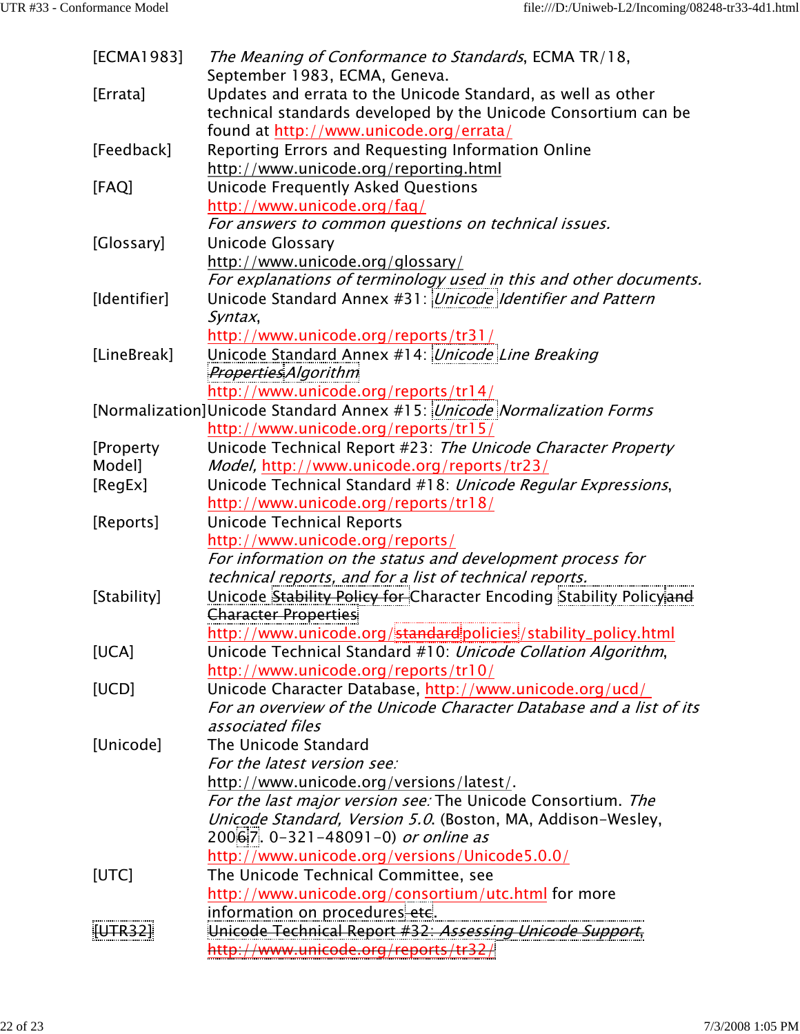| | |
|---|---|
| [ECMA1983] | *The Meaning of Conformance to Standards*, ECMA TR/18, September 1983, ECMA, Geneva. |
| [Errata] | Updates and errata to the Unicode Standard, as well as other technical standards developed by the Unicode Consortium can be found at http://www.unicode.org/errata/ |
| [Feedback] | Reporting Errors and Requesting Information Online http://www.unicode.org/reporting.html |
| [FAQ] | Unicode Frequently Asked Questions http://www.unicode.org/faq/ *For answers to common questions on technical issues.* |
| [Glossary] | Unicode Glossary http://www.unicode.org/glossary/ *For explanations of terminology used in this and other documents.* |
| [Identifier] | Unicode Standard Annex #31: *Unicode Identifier and Pattern Syntax*, http://www.unicode.org/reports/tr31/ |
| [LineBreak] | Unicode Standard Annex #14: *Unicode Line Breaking ~~Properties~~Algorithm* http://www.unicode.org/reports/tr14/ |
| [Normalization] | Unicode Standard Annex #15: *Unicode Normalization Forms* http://www.unicode.org/reports/tr15/ |
| [Property Model] | Unicode Technical Report #23: *The Unicode Character Property Model,* http://www.unicode.org/reports/tr23/ |
| [RegEx] | Unicode Technical Standard #18: *Unicode Regular Expressions*, http://www.unicode.org/reports/tr18/ |
| [Reports] | Unicode Technical Reports http://www.unicode.org/reports/ *For information on the status and development process for technical reports, and for a list of technical reports.* |
| [Stability] | Unicode ~~Stability Policy for~~ Character Encoding Stability Policy~~and Character Properties~~ http://www.unicode.org/~~standard~~policies/stability_policy.html |
| [UCA] | Unicode Technical Standard #10: *Unicode Collation Algorithm*, http://www.unicode.org/reports/tr10/ |
| [UCD] | Unicode Character Database, http://www.unicode.org/ucd/ *For an overview of the Unicode Character Database and a list of its associated files* |
| [Unicode] | The Unicode Standard *For the latest version see:* http://www.unicode.org/versions/latest/. *For the last major version see:* The Unicode Consortium. *The Unicode Standard, Version 5.0.* (Boston, MA, Addison-Wesley, 200~~6~~7. 0-321-48091-0) *or online as* http://www.unicode.org/versions/Unicode5.0.0/ |
| [UTC] | The Unicode Technical Committee, see http://www.unicode.org/consortium/utc.html for more information on procedures~~etc~~. |
| ~~[UTR32]~~ | ~~Unicode Technical Report #32: *Assessing Unicode Support*, http://www.unicode.org/reports/tr32/~~ |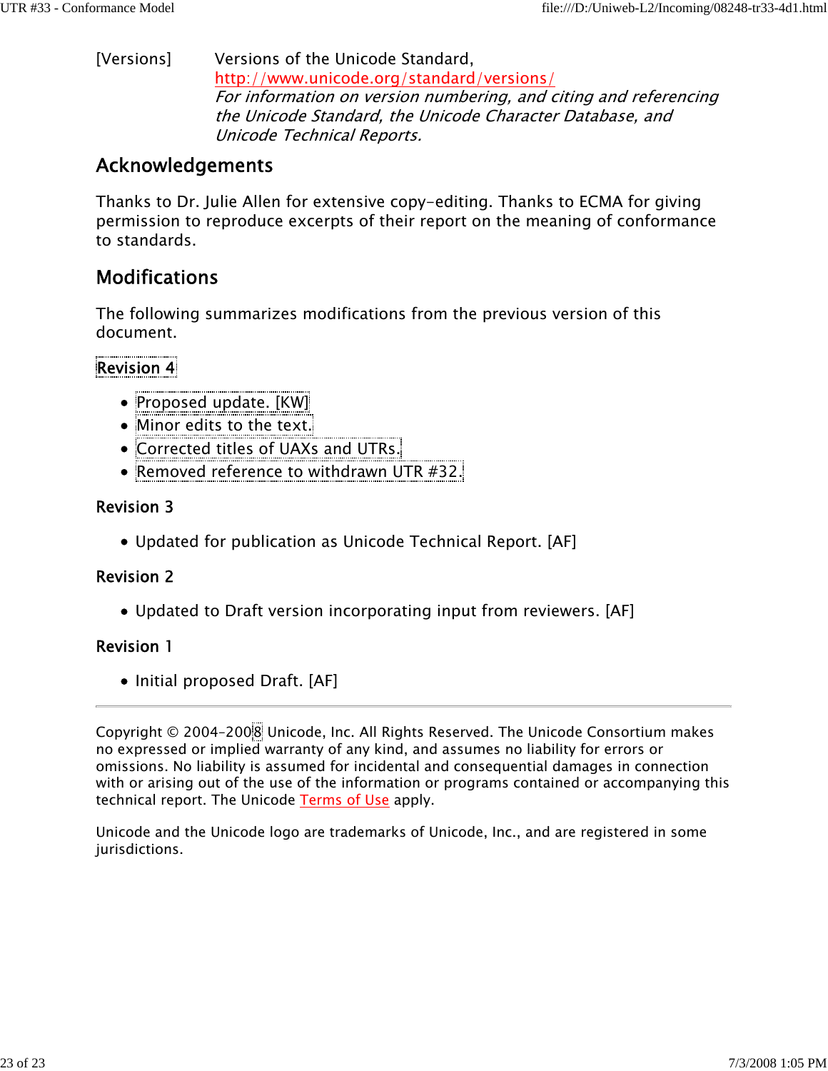[Versions] Versions of the Unicode Standard,
http://www.unicode.org/standard/versions/
*For information on version numbering, and citing and referencing the Unicode Standard, the Unicode Character Database, and Unicode Technical Reports.*

## Acknowledgements

Thanks to Dr. Julie Allen for extensive copy-editing. Thanks to ECMA for giving permission to reproduce excerpts of their report on the meaning of conformance to standards.

## Modifications

The following summarizes modifications from the previous version of this document.

### Revision 4

- Proposed update. [KW]
- Minor edits to the text.
- Corrected titles of UAXs and UTRs.
- Removed reference to withdrawn UTR #32.

### Revision 3

- Updated for publication as Unicode Technical Report. [AF]

### Revision 2

- Updated to Draft version incorporating input from reviewers. [AF]

### Revision 1

- Initial proposed Draft. [AF]

---

Copyright © 2004-2008 Unicode, Inc. All Rights Reserved. The Unicode Consortium makes no expressed or implied warranty of any kind, and assumes no liability for errors or omissions. No liability is assumed for incidental and consequential damages in connection with or arising out of the use of the information or programs contained or accompanying this technical report. The Unicode Terms of Use apply.

Unicode and the Unicode logo are trademarks of Unicode, Inc., and are registered in some jurisdictions.